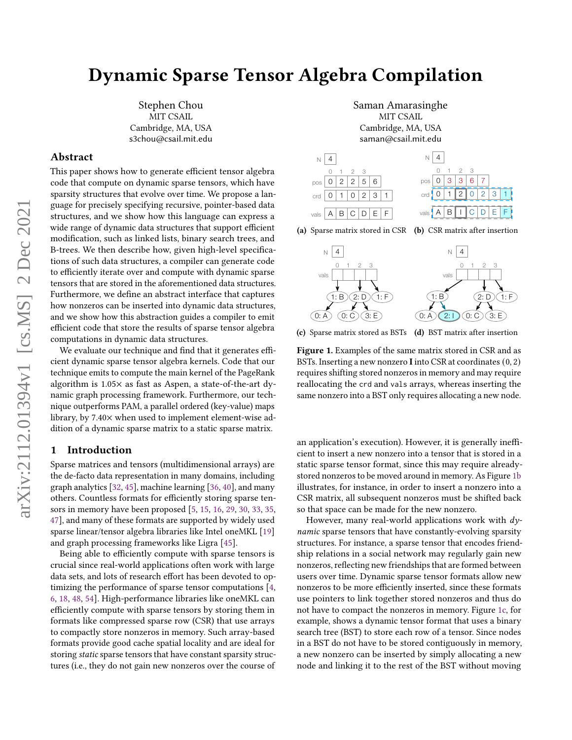# Dynamic Sparse Tensor Algebra Compilation

Stephen Chou
MIT CSAIL
Cambridge, MA, USA
s3chou@csail.mit.edu

Saman Amarasinghe
MIT CSAIL
Cambridge, MA, USA
saman@csail.mit.edu

## Abstract

This paper shows how to generate efficient tensor algebra code that compute on dynamic sparse tensors, which have sparsity structures that evolve over time. We propose a language for precisely specifying recursive, pointer-based data structures, and we show how this language can express a wide range of dynamic data structures that support efficient modification, such as linked lists, binary search trees, and B-trees. We then describe how, given high-level specifications of such data structures, a compiler can generate code to efficiently iterate over and compute with dynamic sparse tensors that are stored in the aforementioned data structures. Furthermore, we define an abstract interface that captures how nonzeros can be inserted into dynamic data structures, and we show how this abstraction guides a compiler to emit efficient code that store the results of sparse tensor algebra computations in dynamic data structures.

We evaluate our technique and find that it generates efficient dynamic sparse tensor algebra kernels. Code that our technique emits to compute the main kernel of the PageRank algorithm is 1.05× as fast as Aspen, a state-of-the-art dynamic graph processing framework. Furthermore, our technique outperforms PAM, a parallel ordered (key-value) maps library, by 7.40× when used to implement element-wise addition of a dynamic sparse matrix to a static sparse matrix.

**(a)** Sparse matrix stored in CSR **(b)** CSR matrix after insertion

**(c)** Sparse matrix stored as BSTs **(d)** BST matrix after insertion

**Figure 1.** Examples of the same matrix stored in CSR and as BSTs. Inserting a new nonzero **I** into CSR at coordinates (0, 2) requires shifting stored nonzeros in memory and may require reallocating the `crd` and `vals` arrays, whereas inserting the same nonzero into a BST only requires allocating a new node.

## 1 Introduction

Sparse matrices and tensors (multidimensional arrays) are the de-facto data representation in many domains, including graph analytics [32, 45], machine learning [36, 40], and many others. Countless formats for efficiently storing sparse tensors in memory have been proposed [5, 15, 16, 29, 30, 33, 35, 47], and many of these formats are supported by widely used sparse linear/tensor algebra libraries like Intel oneMKL [19] and graph processing frameworks like Ligra [45].

Being able to efficiently compute with sparse tensors is crucial since real-world applications often work with large data sets, and lots of research effort has been devoted to optimizing the performance of sparse tensor computations [4, 6, 18, 48, 54]. High-performance libraries like oneMKL can efficiently compute with sparse tensors by storing them in formats like compressed sparse row (CSR) that use arrays to compactly store nonzeros in memory. Such array-based formats provide good cache spatial locality and are ideal for storing *static* sparse tensors that have constant sparsity structures (i.e., they do not gain new nonzeros over the course of an application's execution). However, it is generally inefficient to insert a new nonzero into a tensor that is stored in a static sparse tensor format, since this may require already-stored nonzeros to be moved around in memory. As Figure 1b illustrates, for instance, in order to insert a nonzero into a CSR matrix, all subsequent nonzeros must be shifted back so that space can be made for the new nonzero.

However, many real-world applications work with *dynamic* sparse tensors that have constantly-evolving sparsity structures. For instance, a sparse tensor that encodes friendship relations in a social network may regularly gain new nonzeros, reflecting new friendships that are formed between users over time. Dynamic sparse tensor formats allow new nonzeros to be more efficiently inserted, since these formats use pointers to link together stored nonzeros and thus do not have to compact the nonzeros in memory. Figure 1c, for example, shows a dynamic tensor format that uses a binary search tree (BST) to store each row of a tensor. Since nodes in a BST do not have to be stored contiguously in memory, a new nonzero can be inserted by simply allocating a new node and linking it to the rest of the BST without moving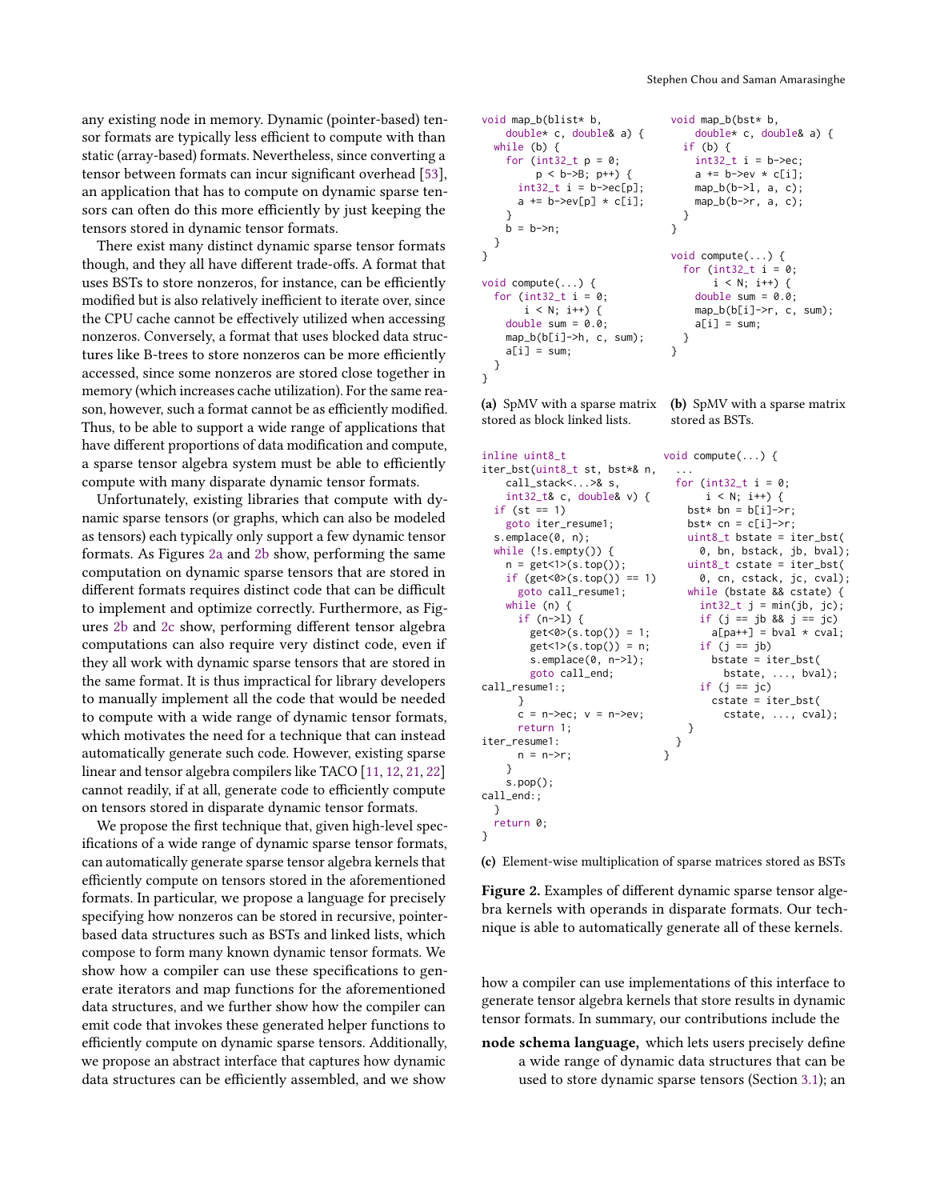any existing node in memory. Dynamic (pointer-based) tensor formats are typically less efficient to compute with than static (array-based) formats. Nevertheless, since converting a tensor between formats can incur significant overhead [53], an application that has to compute on dynamic sparse tensors can often do this more efficiently by just keeping the tensors stored in dynamic tensor formats.

There exist many distinct dynamic sparse tensor formats though, and they all have different trade-offs. A format that uses BSTs to store nonzeros, for instance, can be efficiently modified but is also relatively inefficient to iterate over, since the CPU cache cannot be effectively utilized when accessing nonzeros. Conversely, a format that uses blocked data structures like B-trees to store nonzeros can be more efficiently accessed, since some nonzeros are stored close together in memory (which increases cache utilization). For the same reason, however, such a format cannot be as efficiently modified. Thus, to be able to support a wide range of applications that have different proportions of data modification and compute, a sparse tensor algebra system must be able to efficiently compute with many disparate dynamic tensor formats.

Unfortunately, existing libraries that compute with dynamic sparse tensors (or graphs, which can also be modeled as tensors) each typically only support a few dynamic tensor formats. As Figures 2a and 2b show, performing the same computation on dynamic sparse tensors that are stored in different formats requires distinct code that can be difficult to implement and optimize correctly. Furthermore, as Figures 2b and 2c show, performing different tensor algebra computations can also require very distinct code, even if they all work with dynamic sparse tensors that are stored in the same format. It is thus impractical for library developers to manually implement all the code that would be needed to compute with a wide range of dynamic tensor formats, which motivates the need for a technique that can instead automatically generate such code. However, existing sparse linear and tensor algebra compilers like TACO [11, 12, 21, 22] cannot readily, if at all, generate code to efficiently compute on tensors stored in disparate dynamic tensor formats.

We propose the first technique that, given high-level specifications of a wide range of dynamic sparse tensor formats, can automatically generate sparse tensor algebra kernels that efficiently compute on tensors stored in the aforementioned formats. In particular, we propose a language for precisely specifying how nonzeros can be stored in recursive, pointer-based data structures such as BSTs and linked lists, which compose to form many known dynamic tensor formats. We show how a compiler can use these specifications to generate iterators and map functions for the aforementioned data structures, and we further show how the compiler can emit code that invokes these generated helper functions to efficiently compute on dynamic sparse tensors. Additionally, we propose an abstract interface that captures how dynamic data structures can be efficiently assembled, and we show how a compiler can use implementations of this interface to generate tensor algebra kernels that store results in dynamic tensor formats. In summary, our contributions include the

```
void map_b(blist* b,
    double* c, double& a) {
  while (b) {
    for (int32_t p = 0;
         p < b->B; p++) {
      int32_t i = b->ec[p];
      a += b->ev[p] * c[i];
    }
    b = b->n;
  }
}

void compute(...) {
  for (int32_t i = 0;
       i < N; i++) {
    double sum = 0.0;
    map_b(b[i]->h, c, sum);
    a[i] = sum;
  }
}
```

**(a)** SpMV with a sparse matrix stored as block linked lists.

```
void map_b(bst* b,
    double* c, double& a) {
  if (b) {
    int32_t i = b->ec;
    a += b->ev * c[i];
    map_b(b->l, a, c);
    map_b(b->r, a, c);
  }
}

void compute(...) {
  for (int32_t i = 0;
       i < N; i++) {
    double sum = 0.0;
    map_b(b[i]->r, c, sum);
    a[i] = sum;
  }
}
```

**(b)** SpMV with a sparse matrix stored as BSTs.

```
inline uint8_t
iter_bst(uint8_t st, bst*& n,
    call_stack<...>& s,
    int32_t& c, double& v) {
  if (st == 1)
    goto iter_resume1;
  s.emplace(0, n);
  while (!s.empty()) {
    n = get<1>(s.top());
    if (get<0>(s.top()) == 1)
      goto call_resume1;
    while (n) {
      if (n->l) {
        get<0>(s.top()) = 1;
        get<1>(s.top()) = n;
        s.emplace(0, n->l);
        goto call_end;
call_resume1:;
      }
      c = n->ec; v = n->ev;
      return 1;
iter_resume1:
      n = n->r;
    }
    s.pop();
call_end:;
  }
  return 0;
}

void compute(...) {
  ...
  for (int32_t i = 0;
       i < N; i++) {
    bst* bn = b[i]->r;
    bst* cn = c[i]->r;
    uint8_t bstate = iter_bst(
      0, bn, bstack, jb, bval);
    uint8_t cstate = iter_bst(
      0, cn, cstack, jc, cval);
    while (bstate && cstate) {
      int32_t j = min(jb, jc);
      if (j == jb && j == jc)
        a[pa++] = bval * cval;
      if (j == jb)
        bstate = iter_bst(
          bstate, ..., bval);
      if (j == jc)
        cstate = iter_bst(
          cstate, ..., cval);
    }
  }
}
```

**(c)** Element-wise multiplication of sparse matrices stored as BSTs

**Figure 2.** Examples of different dynamic sparse tensor algebra kernels with operands in disparate formats. Our technique is able to automatically generate all of these kernels.

**node schema language,** which lets users precisely define a wide range of dynamic data structures that can be used to store dynamic sparse tensors (Section 3.1); an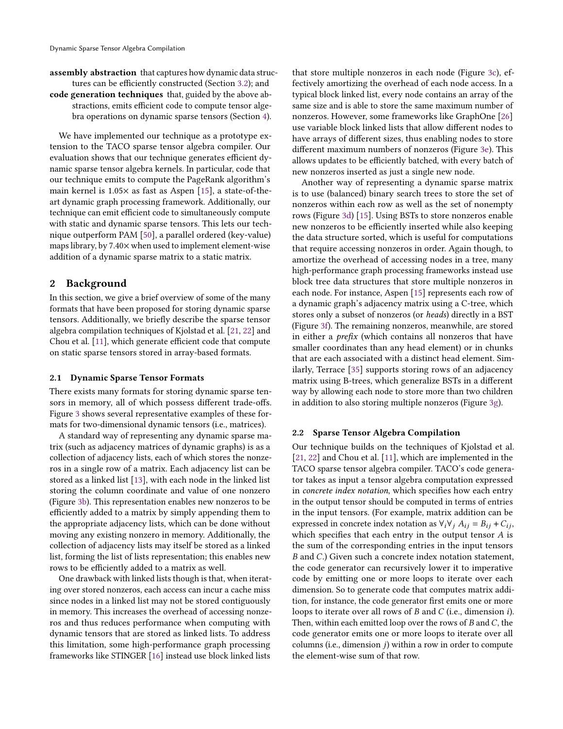**assembly abstraction** that captures how dynamic data structures can be efficiently constructed (Section 3.2); and

**code generation techniques** that, guided by the above abstractions, emits efficient code to compute tensor algebra operations on dynamic sparse tensors (Section 4).

We have implemented our technique as a prototype extension to the TACO sparse tensor algebra compiler. Our evaluation shows that our technique generates efficient dynamic sparse tensor algebra kernels. In particular, code that our technique emits to compute the PageRank algorithm's main kernel is 1.05× as fast as Aspen [15], a state-of-the-art dynamic graph processing framework. Additionally, our technique can emit efficient code to simultaneously compute with static and dynamic sparse tensors. This lets our technique outperform PAM [50], a parallel ordered (key-value) maps library, by 7.40× when used to implement element-wise addition of a dynamic sparse matrix to a static matrix.

## 2 Background

In this section, we give a brief overview of some of the many formats that have been proposed for storing dynamic sparse tensors. Additionally, we briefly describe the sparse tensor algebra compilation techniques of Kjolstad et al. [21, 22] and Chou et al. [11], which generate efficient code that compute on static sparse tensors stored in array-based formats.

### 2.1 Dynamic Sparse Tensor Formats

There exists many formats for storing dynamic sparse tensors in memory, all of which possess different trade-offs. Figure 3 shows several representative examples of these formats for two-dimensional dynamic tensors (i.e., matrices).

A standard way of representing any dynamic sparse matrix (such as adjacency matrices of dynamic graphs) is as a collection of adjacency lists, each of which stores the nonzeros in a single row of a matrix. Each adjacency list can be stored as a linked list [13], with each node in the linked list storing the column coordinate and value of one nonzero (Figure 3b). This representation enables new nonzeros to be efficiently added to a matrix by simply appending them to the appropriate adjacency lists, which can be done without moving any existing nonzero in memory. Additionally, the collection of adjacency lists may itself be stored as a linked list, forming the list of lists representation; this enables new rows to be efficiently added to a matrix as well.

One drawback with linked lists though is that, when iterating over stored nonzeros, each access can incur a cache miss since nodes in a linked list may not be stored contiguously in memory. This increases the overhead of accessing nonzeros and thus reduces performance when computing with dynamic tensors that are stored as linked lists. To address this limitation, some high-performance graph processing frameworks like STINGER [16] instead use block linked lists that store multiple nonzeros in each node (Figure 3c), effectively amortizing the overhead of each node access. In a typical block linked list, every node contains an array of the same size and is able to store the same maximum number of nonzeros. However, some frameworks like GraphOne [26] use variable block linked lists that allow different nodes to have arrays of different sizes, thus enabling nodes to store different maximum numbers of nonzeros (Figure 3e). This allows updates to be efficiently batched, with every batch of new nonzeros inserted as just a single new node.

Another way of representing a dynamic sparse matrix is to use (balanced) binary search trees to store the set of nonzeros within each row as well as the set of nonempty rows (Figure 3d) [15]. Using BSTs to store nonzeros enable new nonzeros to be efficiently inserted while also keeping the data structure sorted, which is useful for computations that require accessing nonzeros in order. Again though, to amortize the overhead of accessing nodes in a tree, many high-performance graph processing frameworks instead use block tree data structures that store multiple nonzeros in each node. For instance, Aspen [15] represents each row of a dynamic graph's adjacency matrix using a C-tree, which stores only a subset of nonzeros (or *heads*) directly in a BST (Figure 3f). The remaining nonzeros, meanwhile, are stored in either a *prefix* (which contains all nonzeros that have smaller coordinates than any head element) or in chunks that are each associated with a distinct head element. Similarly, Terrace [35] supports storing rows of an adjacency matrix using B-trees, which generalize BSTs in a different way by allowing each node to store more than two children in addition to also storing multiple nonzeros (Figure 3g).

### 2.2 Sparse Tensor Algebra Compilation

Our technique builds on the techniques of Kjolstad et al. [21, 22] and Chou et al. [11], which are implemented in the TACO sparse tensor algebra compiler. TACO's code generator takes as input a tensor algebra computation expressed in *concrete index notation*, which specifies how each entry in the output tensor should be computed in terms of entries in the input tensors. (For example, matrix addition can be expressed in concrete index notation as $\forall_i \forall_j\ A_{ij} = B_{ij} + C_{ij}$, which specifies that each entry in the output tensor $A$ is the sum of the corresponding entries in the input tensors $B$ and $C$.) Given such a concrete index notation statement, the code generator can recursively lower it to imperative code by emitting one or more loops to iterate over each dimension. So to generate code that computes matrix addition, for instance, the code generator first emits one or more loops to iterate over all rows of $B$ and $C$ (i.e., dimension $i$). Then, within each emitted loop over the rows of $B$ and $C$, the code generator emits one or more loops to iterate over all columns (i.e., dimension $j$) within a row in order to compute the element-wise sum of that row.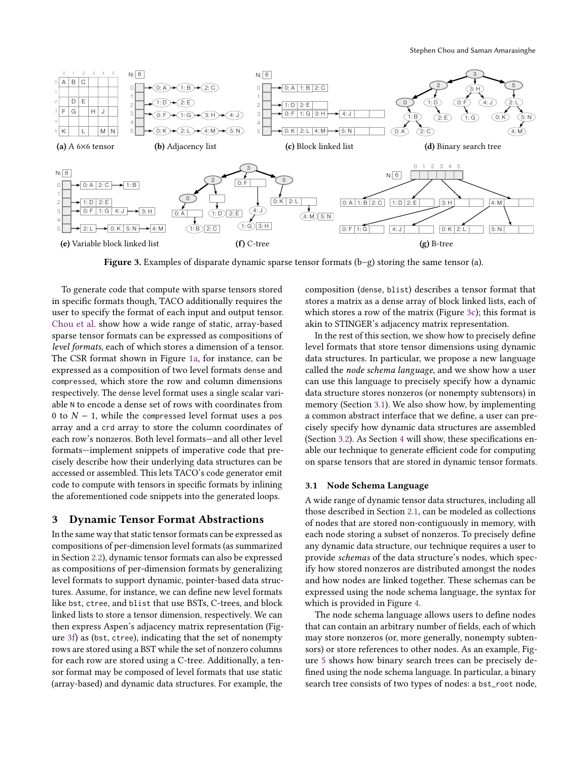**(a)** A 6×6 tensor **(b)** Adjacency list **(c)** Block linked list **(d)** Binary search tree

**(e)** Variable block linked list **(f)** C-tree **(g)** B-tree

**Figure 3.** Examples of disparate dynamic sparse tensor formats (b–g) storing the same tensor (a).

To generate code that compute with sparse tensors stored in specific formats though, TACO additionally requires the user to specify the format of each input and output tensor. Chou et al. show how a wide range of static, array-based sparse tensor formats can be expressed as compositions of *level formats*, each of which stores a dimension of a tensor. The CSR format shown in Figure 1a, for instance, can be expressed as a composition of two level formats `dense` and `compressed`, which store the row and column dimensions respectively. The `dense` level format uses a single scalar variable `N` to encode a dense set of rows with coordinates from 0 to $N - 1$, while the `compressed` level format uses a `pos` array and a `crd` array to store the column coordinates of each row's nonzeros. Both level formats—and all other level formats—implement snippets of imperative code that precisely describe how their underlying data structures can be accessed or assembled. This lets TACO's code generator emit code to compute with tensors in specific formats by inlining the aforementioned code snippets into the generated loops.

## 3 Dynamic Tensor Format Abstractions

In the same way that static tensor formats can be expressed as compositions of per-dimension level formats (as summarized in Section 2.2), dynamic tensor formats can also be expressed as compositions of per-dimension formats by generalizing level formats to support dynamic, pointer-based data structures. Assume, for instance, we can define new level formats like `bst`, `ctree`, and `blist` that use BSTs, C-trees, and block linked lists to store a tensor dimension, respectively. We can then express Aspen's adjacency matrix representation (Figure 3f) as (`bst`, `ctree`), indicating that the set of nonempty rows are stored using a BST while the set of nonzero columns for each row are stored using a C-tree. Additionally, a tensor format may be composed of level formats that use static (array-based) and dynamic data structures. For example, the composition (`dense`, `blist`) describes a tensor format that stores a matrix as a dense array of block linked lists, each of which stores a row of the matrix (Figure 3c); this format is akin to STINGER's adjacency matrix representation.

In the rest of this section, we show how to precisely define level formats that store tensor dimensions using dynamic data structures. In particular, we propose a new language called the *node schema language*, and we show how a user can use this language to precisely specify how a dynamic data structure stores nonzeros (or nonempty subtensors) in memory (Section 3.1). We also show how, by implementing a common abstract interface that we define, a user can precisely specify how dynamic data structures are assembled (Section 3.2). As Section 4 will show, these specifications enable our technique to generate efficient code for computing on sparse tensors that are stored in dynamic tensor formats.

### 3.1 Node Schema Language

A wide range of dynamic tensor data structures, including all those described in Section 2.1, can be modeled as collections of nodes that are stored non-contiguously in memory, with each node storing a subset of nonzeros. To precisely define any dynamic data structure, our technique requires a user to provide *schemas* of the data structure's nodes, which specify how stored nonzeros are distributed amongst the nodes and how nodes are linked together. These schemas can be expressed using the node schema language, the syntax for which is provided in Figure 4.

The node schema language allows users to define nodes that can contain an arbitrary number of fields, each of which may store nonzeros (or, more generally, nonempty subtensors) or store references to other nodes. As an example, Figure 5 shows how binary search trees can be precisely defined using the node schema language. In particular, a binary search tree consists of two types of nodes: a `bst_root` node,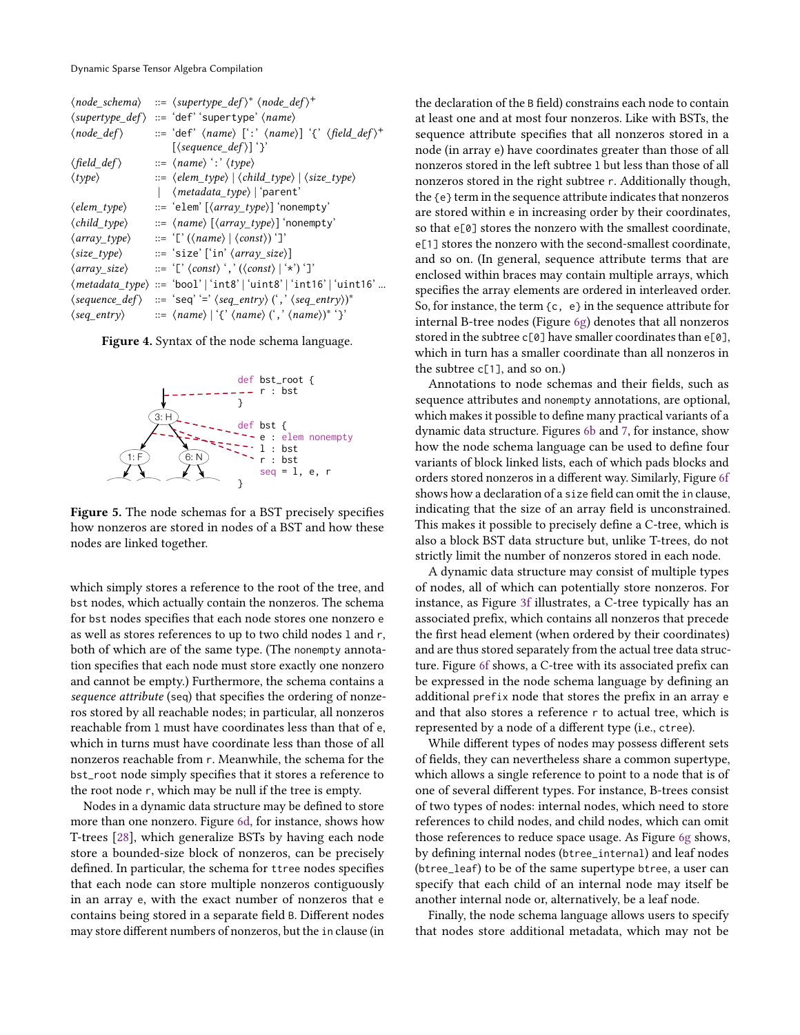```
⟨node_schema⟩   ::= ⟨supertype_def⟩* ⟨node_def⟩+
⟨supertype_def⟩ ::= 'def' 'supertype' ⟨name⟩
⟨node_def⟩      ::= 'def' ⟨name⟩ [':' ⟨name⟩] '{' ⟨field_def⟩+
                    [⟨sequence_def⟩] '}'
⟨field_def⟩     ::= ⟨name⟩ ':' ⟨type⟩
⟨type⟩          ::= ⟨elem_type⟩ | ⟨child_type⟩ | ⟨size_type⟩
                 |  ⟨metadata_type⟩ | 'parent'
⟨elem_type⟩     ::= 'elem' [⟨array_type⟩] 'nonempty'
⟨child_type⟩    ::= ⟨name⟩ [⟨array_type⟩] 'nonempty'
⟨array_type⟩    ::= '[' (⟨name⟩ | ⟨const⟩) ']'
⟨size_type⟩     ::= 'size' ['in' ⟨array_size⟩]
⟨array_size⟩    ::= '[' ⟨const⟩ ',' (⟨const⟩ | '*') ']'
⟨metadata_type⟩ ::= 'bool' | 'int8' | 'uint8' | 'int16' | 'uint16' ...
⟨sequence_def⟩  ::= 'seq' '=' ⟨seq_entry⟩ (',' ⟨seq_entry⟩)*
⟨seq_entry⟩     ::= ⟨name⟩ | '{' ⟨name⟩ (',' ⟨name⟩)* '}'
```

**Figure 4.** Syntax of the node schema language.

```
def bst_root {
  r : bst
}

def bst {
  e : elem nonempty
  l : bst
  r : bst
  seq = l, e, r
}
```

**Figure 5.** The node schemas for a BST precisely specifies how nonzeros are stored in nodes of a BST and how these nodes are linked together.

which simply stores a reference to the root of the tree, and `bst` nodes, which actually contain the nonzeros. The schema for `bst` nodes specifies that each node stores one nonzero `e` as well as stores references to up to two child nodes `l` and `r`, both of which are of the same type. (The `nonempty` annotation specifies that each node must store exactly one nonzero and cannot be empty.) Furthermore, the schema contains a *sequence attribute* (`seq`) that specifies the ordering of nonzeros stored by all reachable nodes; in particular, all nonzeros reachable from `l` must have coordinates less than that of `e`, which in turns must have coordinate less than those of all nonzeros reachable from `r`. Meanwhile, the schema for the `bst_root` node simply specifies that it stores a reference to the root node `r`, which may be null if the tree is empty.

Nodes in a dynamic data structure may be defined to store more than one nonzero. Figure 6d, for instance, shows how T-trees [28], which generalize BSTs by having each node store a bounded-size block of nonzeros, can be precisely defined. In particular, the schema for `ttree` nodes specifies that each node can store multiple nonzeros contiguously in an array `e`, with the exact number of nonzeros that `e` contains being stored in a separate field `B`. Different nodes may store different numbers of nonzeros, but the `in` clause (in the declaration of the `B` field) constrains each node to contain at least one and at most four nonzeros. Like with BSTs, the sequence attribute specifies that all nonzeros stored in a node (in array `e`) have coordinates greater than those of all nonzeros stored in the left subtree `l` but less than those of all nonzeros stored in the right subtree `r`. Additionally though, the `{e}` term in the sequence attribute indicates that nonzeros are stored within `e` in increasing order by their coordinates, so that `e[0]` stores the nonzero with the smallest coordinate, `e[1]` stores the nonzero with the second-smallest coordinate, and so on. (In general, sequence attribute terms that are enclosed within braces may contain multiple arrays, which specifies the array elements are ordered in interleaved order. So, for instance, the term `{c, e}` in the sequence attribute for internal B-tree nodes (Figure 6g) denotes that all nonzeros stored in the subtree `c[0]` have smaller coordinates than `e[0]`, which in turn has a smaller coordinate than all nonzeros in the subtree `c[1]`, and so on.)

Annotations to node schemas and their fields, such as sequence attributes and `nonempty` annotations, are optional, which makes it possible to define many practical variants of a dynamic data structure. Figures 6b and 7, for instance, show how the node schema language can be used to define four variants of block linked lists, each of which pads blocks and orders stored nonzeros in a different way. Similarly, Figure 6f shows how a declaration of a `size` field can omit the `in` clause, indicating that the size of an array field is unconstrained. This makes it possible to precisely define a C-tree, which is also a block BST data structure but, unlike T-trees, do not strictly limit the number of nonzeros stored in each node.

A dynamic data structure may consist of multiple types of nodes, all of which can potentially store nonzeros. For instance, as Figure 3f illustrates, a C-tree typically has an associated prefix, which contains all nonzeros that precede the first head element (when ordered by their coordinates) and are thus stored separately from the actual tree data structure. Figure 6f shows, a C-tree with its associated prefix can be expressed in the node schema language by defining an additional `prefix` node that stores the prefix in an array `e` and that also stores a reference `r` to actual tree, which is represented by a node of a different type (i.e., `ctree`).

While different types of nodes may possess different sets of fields, they can nevertheless share a common supertype, which allows a single reference to point to a node that is of one of several different types. For instance, B-trees consist of two types of nodes: internal nodes, which need to store references to child nodes, and child nodes, which can omit those references to reduce space usage. As Figure 6g shows, by defining internal nodes (`btree_internal`) and leaf nodes (`btree_leaf`) to be of the same supertype `btree`, a user can specify that each child of an internal node may itself be another internal node or, alternatively, be a leaf node.

Finally, the node schema language allows users to specify that nodes store additional metadata, which may not be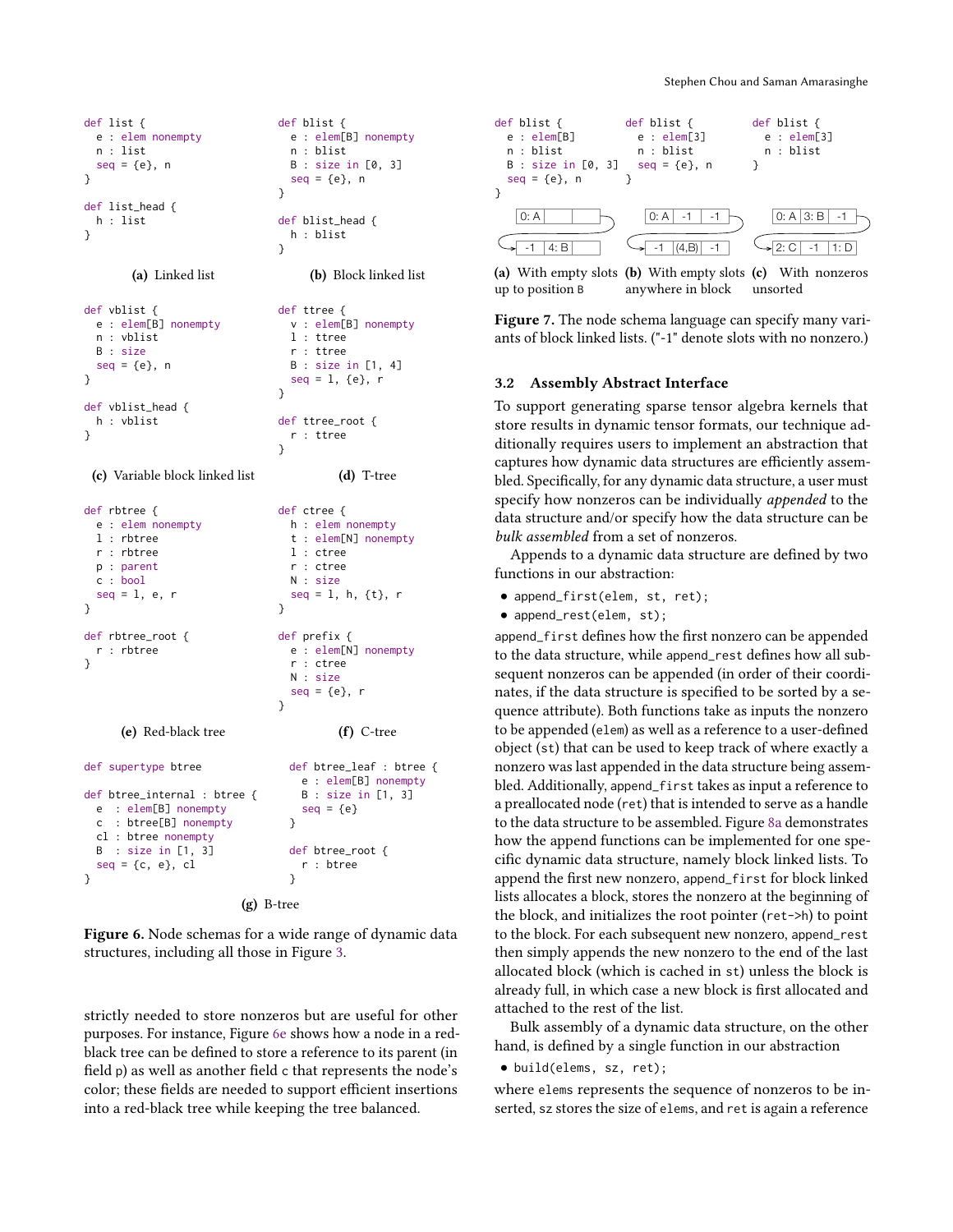```
def list {
  e : elem nonempty
  n : list
  seq = {e}, n
}

def list_head {
  h : list
}
```

**(a)** Linked list

```
def blist {
  e : elem[B] nonempty
  n : blist
  B : size in [0, 3]
  seq = {e}, n
}

def blist_head {
  h : blist
}
```

**(b)** Block linked list

```
def vblist {
  e : elem[B] nonempty
  n : vblist
  B : size
  seq = {e}, n
}

def vblist_head {
  h : vblist
}
```

**(c)** Variable block linked list

```
def ttree {
  v : elem[B] nonempty
  l : ttree
  r : ttree
  B : size in [1, 4]
  seq = l, {e}, r
}

def ttree_root {
  r : ttree
}
```

**(d)** T-tree

```
def rbtree {
  e : elem nonempty
  l : rbtree
  r : rbtree
  p : parent
  c : bool
  seq = l, e, r
}

def rbtree_root {
  r : rbtree
}
```

**(e)** Red-black tree

```
def ctree {
  h : elem nonempty
  t : elem[N] nonempty
  l : ctree
  r : ctree
  N : size
  seq = l, h, {t}, r
}

def prefix {
  e : elem[N] nonempty
  r : ctree
  N : size
  seq = {e}, r
}
```

**(f)** C-tree

```
def supertype btree

def btree_internal : btree {
  e  : elem[B] nonempty
  c  : btree[B] nonempty
  cl : btree nonempty
  B  : size in [1, 3]
  seq = {c, e}, cl
}

def btree_leaf : btree {
  e : elem[B] nonempty
  B : size in [1, 3]
  seq = {e}
}

def btree_root {
  r : btree
}
```

**(g)** B-tree

**Figure 6.** Node schemas for a wide range of dynamic data structures, including all those in Figure 3.

strictly needed to store nonzeros but are useful for other purposes. For instance, Figure 6e shows how a node in a red-black tree can be defined to store a reference to its parent (in field p) as well as another field c that represents the node's color; these fields are needed to support efficient insertions into a red-black tree while keeping the tree balanced.

```
def blist {
  e : elem[B]
  n : blist
  B : size in [0, 3]
  seq = {e}, n
}
```

0: A | | → -1 | 4: B

**(a)** With empty slots up to position B

```
def blist {
  e : elem[3]
  n : blist
  seq = {e}, n
}
```

0: A | -1 | -1 → -1 | (4,B) | -1

**(b)** With empty slots anywhere in block

```
def blist {
  e : elem[3]
  n : blist
}
```

0: A | 3: B | -1 → 2: C | -1 | 1: D

**(c)** With nonzeros unsorted

**Figure 7.** The node schema language can specify many variants of block linked lists. ("-1" denote slots with no nonzero.)

### 3.2 Assembly Abstract Interface

To support generating sparse tensor algebra kernels that store results in dynamic tensor formats, our technique additionally requires users to implement an abstraction that captures how dynamic data structures are efficiently assembled. Specifically, for any dynamic data structure, a user must specify how nonzeros can be individually *appended* to the data structure and/or specify how the data structure can be *bulk assembled* from a set of nonzeros.

Appends to a dynamic data structure are defined by two functions in our abstraction:

- `append_first(elem, st, ret);`
- `append_rest(elem, st);`

`append_first` defines how the first nonzero can be appended to the data structure, while `append_rest` defines how all subsequent nonzeros can be appended (in order of their coordinates, if the data structure is specified to be sorted by a sequence attribute). Both functions take as inputs the nonzero to be appended (`elem`) as well as a reference to a user-defined object (`st`) that can be used to keep track of where exactly a nonzero was last appended in the data structure being assembled. Additionally, `append_first` takes as input a reference to a preallocated node (`ret`) that is intended to serve as a handle to the data structure to be assembled. Figure 8a demonstrates how the append functions can be implemented for one specific dynamic data structure, namely block linked lists. To append the first new nonzero, `append_first` for block linked lists allocates a block, stores the nonzero at the beginning of the block, and initializes the root pointer (`ret->h`) to point to the block. For each subsequent new nonzero, `append_rest` then simply appends the new nonzero to the end of the last allocated block (which is cached in `st`) unless the block is already full, in which case a new block is first allocated and attached to the rest of the list.

Bulk assembly of a dynamic data structure, on the other hand, is defined by a single function in our abstraction

- `build(elems, sz, ret);`

where `elems` represents the sequence of nonzeros to be inserted, `sz` stores the size of `elems`, and `ret` is again a reference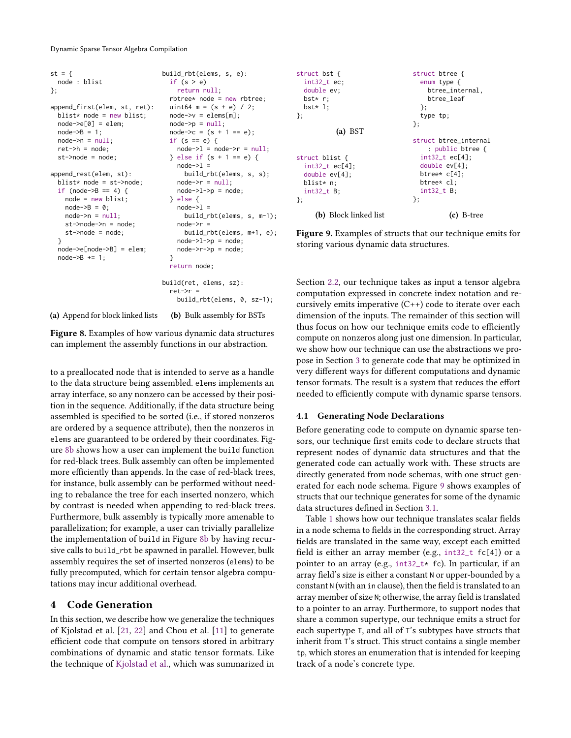```
st = {
  node : blist
};

append_first(elem, st, ret):
  blist* node = new blist;
  node->e[0] = elem;
  node->B = 1;
  node->n = null;
  ret->h = node;
  st->node = node;

append_rest(elem, st):
  blist* node = st->node;
  if (node->B == 4) {
    node = new blist;
    node->B = 0;
    node->n = null;
    st->node->n = node;
    st->node = node;
  }
  node->e[node->B] = elem;
  node->B += 1;
```

**(a)** Append for block linked lists

```
build_rbt(elems, s, e):
  if (s > e)
    return null;
  rbtree* node = new rbtree;
  uint64 m = (s + e) / 2;
  node->v = elems[m];
  node->p = null;
  node->c = (s + 1 == e);
  if (s == e) {
    node->l = node->r = null;
  } else if (s + 1 == e) {
    node->l =
      build_rbt(elems, s, s);
    node->r = null;
    node->l->p = node;
  } else {
    node->l =
      build_rbt(elems, s, m-1);
    node->r =
      build_rbt(elems, m+1, e);
    node->l->p = node;
    node->r->p = node;
  }
  return node;

build(ret, elems, sz):
  ret->r =
    build_rbt(elems, 0, sz-1);
```

**(b)** Bulk assembly for BSTs

**Figure 8.** Examples of how various dynamic data structures can implement the assembly functions in our abstraction.

to a preallocated node that is intended to serve as a handle to the data structure being assembled. `elems` implements an array interface, so any nonzero can be accessed by their position in the sequence. Additionally, if the data structure being assembled is specified to be sorted (i.e., if stored nonzeros are ordered by a sequence attribute), then the nonzeros in `elems` are guaranteed to be ordered by their coordinates. Figure 8b shows how a user can implement the `build` function for red-black trees. Bulk assembly can often be implemented more efficiently than appends. In the case of red-black trees, for instance, bulk assembly can be performed without needing to rebalance the tree for each inserted nonzero, which by contrast is needed when appending to red-black trees. Furthermore, bulk assembly is typically more amenable to parallelization; for example, a user can trivially parallelize the implementation of `build` in Figure 8b by having recursive calls to `build_rbt` be spawned in parallel. However, bulk assembly requires the set of inserted nonzeros (`elems`) to be fully precomputed, which for certain tensor algebra computations may incur additional overhead.

## 4 Code Generation

In this section, we describe how we generalize the techniques of Kjolstad et al. [21, 22] and Chou et al. [11] to generate efficient code that compute on tensors stored in arbitrary combinations of dynamic and static tensor formats. Like the technique of Kjolstad et al., which was summarized in Section 2.2, our technique takes as input a tensor algebra computation expressed in concrete index notation and recursively emits imperative (C++) code to iterate over each dimension of the inputs. The remainder of this section will thus focus on how our technique emits code to efficiently compute on nonzeros along just one dimension. In particular, we show how our technique can use the abstractions we propose in Section 3 to generate code that may be optimized in very different ways for different computations and dynamic tensor formats. The result is a system that reduces the effort needed to efficiently compute with dynamic sparse tensors.

```
struct bst {
  int32_t ec;
  double ev;
  bst* r;
  bst* l;
};
```

**(a)** BST

```
struct blist {
  int32_t ec[4];
  double ev[4];
  blist* n;
  int32_t B;
};
```

**(b)** Block linked list

```
struct btree {
  enum type {
    btree_internal,
    btree_leaf
  };
  type tp;
};

struct btree_internal
    : public btree {
  int32_t ec[4];
  double ev[4];
  btree* c[4];
  btree* cl;
  int32_t B;
};
```

**(c)** B-tree

**Figure 9.** Examples of structs that our technique emits for storing various dynamic data structures.

### 4.1 Generating Node Declarations

Before generating code to compute on dynamic sparse tensors, our technique first emits code to declare structs that represent nodes of dynamic data structures and that the generated code can actually work with. These structs are directly generated from node schemas, with one struct generated for each node schema. Figure 9 shows examples of structs that our technique generates for some of the dynamic data structures defined in Section 3.1.

Table 1 shows how our technique translates scalar fields in a node schema to fields in the corresponding struct. Array fields are translated in the same way, except each emitted field is either an array member (e.g., `int32_t fc[4]`) or a pointer to an array (e.g., `int32_t* fc`). In particular, if an array field's size is either a constant `N` or upper-bounded by a constant `N` (with an `in` clause), then the field is translated to an array member of size `N`; otherwise, the array field is translated to a pointer to an array. Furthermore, to support nodes that share a common supertype, our technique emits a struct for each supertype `T`, and all of `T`'s subtypes have structs that inherit from `T`'s struct. This struct contains a single member `tp`, which stores an enumeration that is intended for keeping track of a node's concrete type.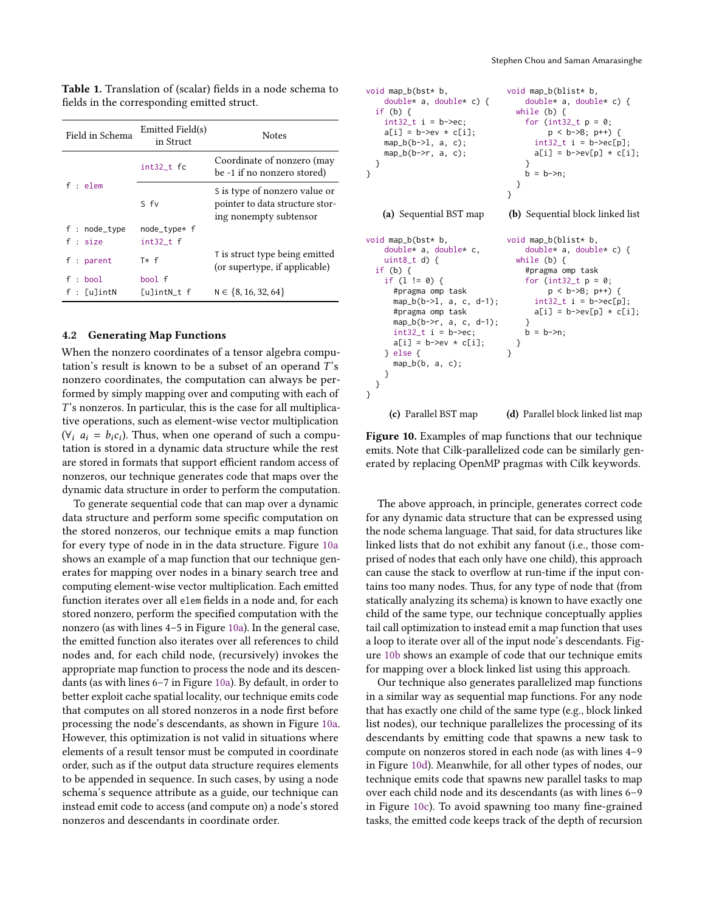**Table 1.** Translation of (scalar) fields in a node schema to fields in the corresponding emitted struct.

| Field in Schema | Emitted Field(s) in Struct | Notes |
|---|---|---|
| f : elem | int32_t fc | Coordinate of nonzero (may be -1 if no nonzero stored) |
| | S fv | S is type of nonzero value or pointer to data structure storing nonempty subtensor |
| f : node_type | node_type* f | |
| f : size | int32_t f | |
| f : parent | T* f | T is struct type being emitted (or supertype, if applicable) |
| f : bool | bool f | |
| f : [u]intN | [u]intN_t f | $N \in \{8, 16, 32, 64\}$ |

### 4.2 Generating Map Functions

When the nonzero coordinates of a tensor algebra computation's result is known to be a subset of an operand $T$'s nonzero coordinates, the computation can always be performed by simply mapping over and computing with each of $T$'s nonzeros. In particular, this is the case for all multiplicative operations, such as element-wise vector multiplication ($\forall_i \; a_i = b_i c_i$). Thus, when one operand of such a computation is stored in a dynamic data structure while the rest are stored in formats that support efficient random access of nonzeros, our technique generates code that maps over the dynamic data structure in order to perform the computation.

To generate sequential code that can map over a dynamic data structure and perform some specific computation on the stored nonzeros, our technique emits a map function for every type of node in in the data structure. Figure 10a shows an example of a map function that our technique generates for mapping over nodes in a binary search tree and computing element-wise vector multiplication. Each emitted function iterates over all elem fields in a node and, for each stored nonzero, perform the specified computation with the nonzero (as with lines 4–5 in Figure 10a). In the general case, the emitted function also iterates over all references to child nodes and, for each child node, (recursively) invokes the appropriate map function to process the node and its descendants (as with lines 6–7 in Figure 10a). By default, in order to better exploit cache spatial locality, our technique emits code that computes on all stored nonzeros in a node first before processing the node's descendants, as shown in Figure 10a. However, this optimization is not valid in situations where elements of a result tensor must be computed in coordinate order, such as if the output data structure requires elements to be appended in sequence. In such cases, by using a node schema's sequence attribute as a guide, our technique can instead emit code to access (and compute on) a node's stored nonzeros and descendants in coordinate order.

```
void map_b(bst* b,
    double* a, double* c) {
  if (b) {
    int32_t i = b->ec;
    a[i] = b->ev * c[i];
    map_b(b->l, a, c);
    map_b(b->r, a, c);
  }
}
```

**(a)** Sequential BST map

```
void map_b(blist* b,
    double* a, double* c) {
  while (b) {
    for (int32_t p = 0;
         p < b->B; p++) {
      int32_t i = b->ec[p];
      a[i] = b->ev[p] * c[i];
    }
    b = b->n;
  }
}
```

**(b)** Sequential block linked list

```
void map_b(bst* b,
    double* a, double* c,
    uint8_t d) {
  if (b) {
    if (l != 0) {
      #pragma omp task
      map_b(b->l, a, c, d-1);
      #pragma omp task
      map_b(b->r, a, c, d-1);
      int32_t i = b->ec;
      a[i] = b->ev * c[i];
    } else {
      map_b(b, a, c);
    }
  }
}
```

**(c)** Parallel BST map

```
void map_b(blist* b,
    double* a, double* c) {
  while (b) {
    #pragma omp task
    for (int32_t p = 0;
         p < b->B; p++) {
      int32_t i = b->ec[p];
      a[i] = b->ev[p] * c[i];
    }
    b = b->n;
  }
}
```

**(d)** Parallel block linked list map

**Figure 10.** Examples of map functions that our technique emits. Note that Cilk-parallelized code can be similarly generated by replacing OpenMP pragmas with Cilk keywords.

The above approach, in principle, generates correct code for any dynamic data structure that can be expressed using the node schema language. That said, for data structures like linked lists that do not exhibit any fanout (i.e., those comprised of nodes that each only have one child), this approach can cause the stack to overflow at run-time if the input contains too many nodes. Thus, for any type of node that (from statically analyzing its schema) is known to have exactly one child of the same type, our technique conceptually applies tail call optimization to instead emit a map function that uses a loop to iterate over all of the input node's descendants. Figure 10b shows an example of code that our technique emits for mapping over a block linked list using this approach.

Our technique also generates parallelized map functions in a similar way as sequential map functions. For any node that has exactly one child of the same type (e.g., block linked list nodes), our technique parallelizes the processing of its descendants by emitting code that spawns a new task to compute on nonzeros stored in each node (as with lines 4–9 in Figure 10d). Meanwhile, for all other types of nodes, our technique emits code that spawns new parallel tasks to map over each child node and its descendants (as with lines 6–9 in Figure 10c). To avoid spawning too many fine-grained tasks, the emitted code keeps track of the depth of recursion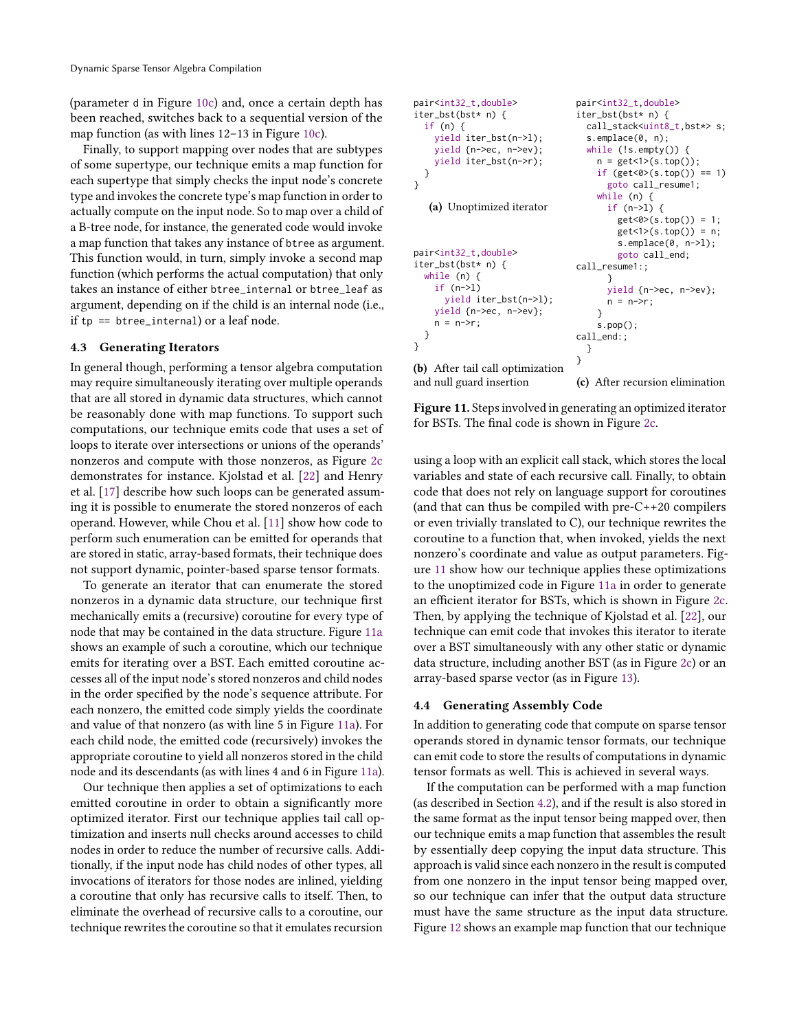(parameter d in Figure 10c) and, once a certain depth has been reached, switches back to a sequential version of the map function (as with lines 12–13 in Figure 10c).

Finally, to support mapping over nodes that are subtypes of some supertype, our technique emits a map function for each supertype that simply checks the input node's concrete type and invokes the concrete type's map function in order to actually compute on the input node. So to map over a child of a B-tree node, for instance, the generated code would invoke a map function that takes any instance of btree as argument. This function would, in turn, simply invoke a second map function (which performs the actual computation) that only takes an instance of either btree_internal or btree_leaf as argument, depending on if the child is an internal node (i.e., if tp == btree_internal) or a leaf node.

### 4.3 Generating Iterators

In general though, performing a tensor algebra computation may require simultaneously iterating over multiple operands that are all stored in dynamic data structures, which cannot be reasonably done with map functions. To support such computations, our technique emits code that uses a set of loops to iterate over intersections or unions of the operands' nonzeros and compute with those nonzeros, as Figure 2c demonstrates for instance. Kjolstad et al. [22] and Henry et al. [17] describe how such loops can be generated assuming it is possible to enumerate the stored nonzeros of each operand. However, while Chou et al. [11] show how code to perform such enumeration can be emitted for operands that are stored in static, array-based formats, their technique does not support dynamic, pointer-based sparse tensor formats.

To generate an iterator that can enumerate the stored nonzeros in a dynamic data structure, our technique first mechanically emits a (recursive) coroutine for every type of node that may be contained in the data structure. Figure 11a shows an example of such a coroutine, which our technique emits for iterating over a BST. Each emitted coroutine accesses all of the input node's stored nonzeros and child nodes in the order specified by the node's sequence attribute. For each nonzero, the emitted code simply yields the coordinate and value of that nonzero (as with line 5 in Figure 11a). For each child node, the emitted code (recursively) invokes the appropriate coroutine to yield all nonzeros stored in the child node and its descendants (as with lines 4 and 6 in Figure 11a).

Our technique then applies a set of optimizations to each emitted coroutine in order to obtain a significantly more optimized iterator. First our technique applies tail call optimization and inserts null checks around accesses to child nodes in order to reduce the number of recursive calls. Additionally, if the input node has child nodes of other types, all invocations of iterators for those nodes are inlined, yielding a coroutine that only has recursive calls to itself. Then, to eliminate the overhead of recursive calls to a coroutine, our technique rewrites the coroutine so that it emulates recursion

```
pair<int32_t,double>
iter_bst(bst* n) {
  if (n) {
    yield iter_bst(n->l);
    yield {n->ec, n->ev};
    yield iter_bst(n->r);
  }
}
```

**(a)** Unoptimized iterator

```
pair<int32_t,double>
iter_bst(bst* n) {
  while (n) {
    if (n->l)
      yield iter_bst(n->l);
    yield {n->ec, n->ev};
    n = n->r;
  }
}
```

**(b)** After tail call optimization and null guard insertion

```
pair<int32_t,double>
iter_bst(bst* n) {
  call_stack<uint8_t,bst*> s;
  s.emplace(0, n);
  while (!s.empty()) {
    n = get<1>(s.top());
    if (get<0>(s.top()) == 1)
      goto call_resume1;
    while (n) {
      if (n->l) {
        get<0>(s.top()) = 1;
        get<1>(s.top()) = n;
        s.emplace(0, n->l);
        goto call_end;
call_resume1:;
      }
      yield {n->ec, n->ev};
      n = n->r;
    }
    s.pop();
call_end:;
  }
}
```

**(c)** After recursion elimination

**Figure 11.** Steps involved in generating an optimized iterator for BSTs. The final code is shown in Figure 2c.

using a loop with an explicit call stack, which stores the local variables and state of each recursive call. Finally, to obtain code that does not rely on language support for coroutines (and that can thus be compiled with pre-C++20 compilers or even trivially translated to C), our technique rewrites the coroutine to a function that, when invoked, yields the next nonzero's coordinate and value as output parameters. Figure 11 show how our technique applies these optimizations to the unoptimized code in Figure 11a in order to generate an efficient iterator for BSTs, which is shown in Figure 2c. Then, by applying the technique of Kjolstad et al. [22], our technique can emit code that invokes this iterator to iterate over a BST simultaneously with any other static or dynamic data structure, including another BST (as in Figure 2c) or an array-based sparse vector (as in Figure 13).

### 4.4 Generating Assembly Code

In addition to generating code that compute on sparse tensor operands stored in dynamic tensor formats, our technique can emit code to store the results of computations in dynamic tensor formats as well. This is achieved in several ways.

If the computation can be performed with a map function (as described in Section 4.2), and if the result is also stored in the same format as the input tensor being mapped over, then our technique emits a map function that assembles the result by essentially deep copying the input data structure. This approach is valid since each nonzero in the result is computed from one nonzero in the input tensor being mapped over, so our technique can infer that the output data structure must have the same structure as the input data structure. Figure 12 shows an example map function that our technique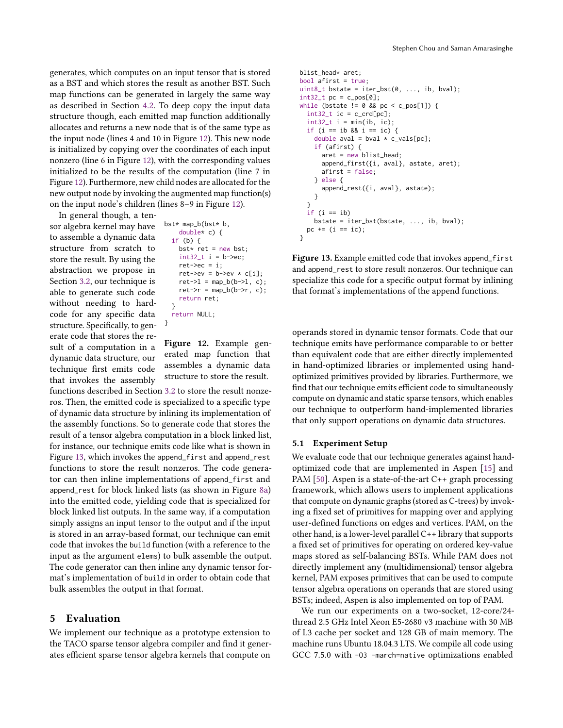generates, which computes on an input tensor that is stored as a BST and which stores the result as another BST. Such map functions can be generated in largely the same way as described in Section 4.2. To deep copy the input data structure though, each emitted map function additionally allocates and returns a new node that is of the same type as the input node (lines 4 and 10 in Figure 12). This new node is initialized by copying over the coordinates of each input nonzero (line 6 in Figure 12), with the corresponding values initialized to be the results of the computation (line 7 in Figure 12). Furthermore, new child nodes are allocated for the new output node by invoking the augmented map function(s) on the input node's children (lines 8–9 in Figure 12).

```
bst* map_b(bst* b,
    double* c) {
  if (b) {
    bst* ret = new bst;
    int32_t i = b->ec;
    ret->ec = i;
    ret->ev = b->ev * c[i];
    ret->l = map_b(b->l, c);
    ret->r = map_b(b->r, c);
    return ret;
  }
  return NULL;
}
```

**Figure 12.** Example generated map function that assembles a dynamic data structure to store the result.

In general though, a tensor algebra kernel may have to assemble a dynamic data structure from scratch to store the result. By using the abstraction we propose in Section 3.2, our technique is able to generate such code without needing to hardcode for any specific data structure. Specifically, to generate code that stores the result of a computation in a dynamic data structure, our technique first emits code that invokes the assembly functions described in Section 3.2 to store the result nonzeros. Then, the emitted code is specialized to a specific type of dynamic data structure by inlining its implementation of the assembly functions. So to generate code that stores the result of a tensor algebra computation in a block linked list, for instance, our technique emits code like what is shown in Figure 13, which invokes the `append_first` and `append_rest` functions to store the result nonzeros. The code generator can then inline implementations of `append_first` and `append_rest` for block linked lists (as shown in Figure 8a) into the emitted code, yielding code that is specialized for block linked list outputs. In the same way, if a computation simply assigns an input tensor to the output and if the input is stored in an array-based format, our technique can emit code that invokes the `build` function (with a reference to the input as the argument `elems`) to bulk assemble the output. The code generator can then inline any dynamic tensor format's implementation of `build` in order to obtain code that bulk assembles the output in that format.

```
blist_head* aret;
bool afirst = true;
uint8_t bstate = iter_bst(0, ..., ib, bval);
int32_t pc = c_pos[0];
while (bstate != 0 && pc < c_pos[1]) {
  int32_t ic = c_crd[pc];
  int32_t i = min(ib, ic);
  if (i == ib && i == ic) {
    double aval = bval * c_vals[pc];
    if (afirst) {
      aret = new blist_head;
      append_first({i, aval}, astate, aret);
      afirst = false;
    } else {
      append_rest({i, aval}, astate);
    }
  }
  if (i == ib)
    bstate = iter_bst(bstate, ..., ib, bval);
  pc += (i == ic);
}
```

**Figure 13.** Example emitted code that invokes `append_first` and `append_rest` to store result nonzeros. Our technique can specialize this code for a specific output format by inlining that format's implementations of the append functions.

## 5 Evaluation

We implement our technique as a prototype extension to the TACO sparse tensor algebra compiler and find it generates efficient sparse tensor algebra kernels that compute on operands stored in dynamic tensor formats. Code that our technique emits have performance comparable to or better than equivalent code that are either directly implemented in hand-optimized libraries or implemented using hand-optimized primitives provided by libraries. Furthermore, we find that our technique emits efficient code to simultaneously compute on dynamic and static sparse tensors, which enables our technique to outperform hand-implemented libraries that only support operations on dynamic data structures.

### 5.1 Experiment Setup

We evaluate code that our technique generates against hand-optimized code that are implemented in Aspen [15] and PAM [50]. Aspen is a state-of-the-art C++ graph processing framework, which allows users to implement applications that compute on dynamic graphs (stored as C-trees) by invoking a fixed set of primitives for mapping over and applying user-defined functions on edges and vertices. PAM, on the other hand, is a lower-level parallel C++ library that supports a fixed set of primitives for operating on ordered key-value maps stored as self-balancing BSTs. While PAM does not directly implement any (multidimensional) tensor algebra kernel, PAM exposes primitives that can be used to compute tensor algebra operations on operands that are stored using BSTs; indeed, Aspen is also implemented on top of PAM.

We run our experiments on a two-socket, 12-core/24-thread 2.5 GHz Intel Xeon E5-2680 v3 machine with 30 MB of L3 cache per socket and 128 GB of main memory. The machine runs Ubuntu 18.04.3 LTS. We compile all code using GCC 7.5.0 with `-O3 -march=native` optimizations enabled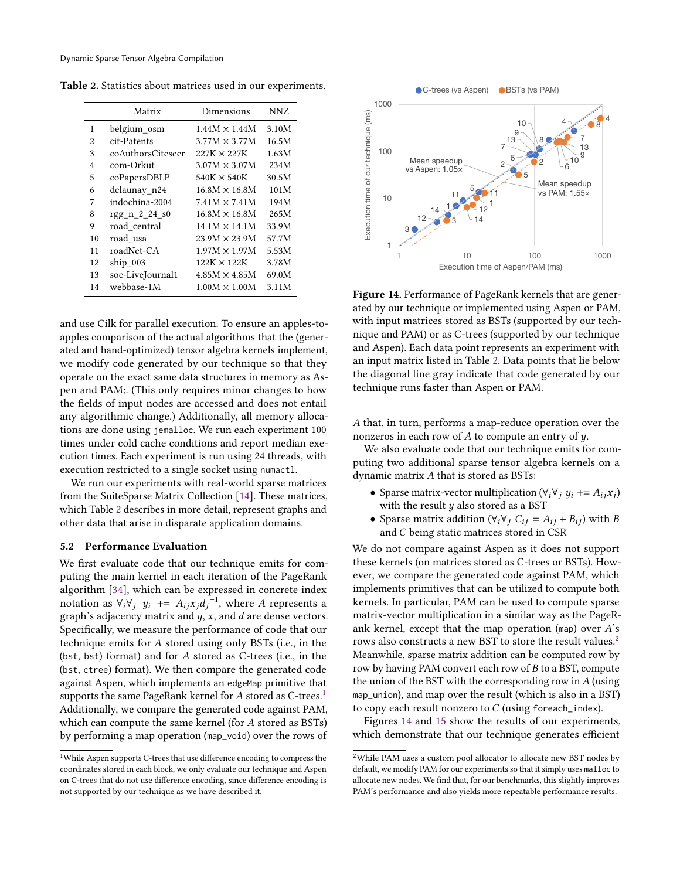**Table 2.** Statistics about matrices used in our experiments.

| | Matrix | Dimensions | NNZ |
|---|---|---|---|
| 1 | belgium_osm | 1.44M × 1.44M | 3.10M |
| 2 | cit-Patents | 3.77M × 3.77M | 16.5M |
| 3 | coAuthorsCiteseer | 227K × 227K | 1.63M |
| 4 | com-Orkut | 3.07M × 3.07M | 234M |
| 5 | coPapersDBLP | 540K × 540K | 30.5M |
| 6 | delaunay_n24 | 16.8M × 16.8M | 101M |
| 7 | indochina-2004 | 7.41M × 7.41M | 194M |
| 8 | rgg_n_2_24_s0 | 16.8M × 16.8M | 265M |
| 9 | road_central | 14.1M × 14.1M | 33.9M |
| 10 | road_usa | 23.9M × 23.9M | 57.7M |
| 11 | roadNet-CA | 1.97M × 1.97M | 5.53M |
| 12 | ship_003 | 122K × 122K | 3.78M |
| 13 | soc-LiveJournal1 | 4.85M × 4.85M | 69.0M |
| 14 | webbase-1M | 1.00M × 1.00M | 3.11M |

and use Cilk for parallel execution. To ensure an apples-to-apples comparison of the actual algorithms that the (generated and hand-optimized) tensor algebra kernels implement, we modify code generated by our technique so that they operate on the exact same data structures in memory as Aspen and PAM;. (This only requires minor changes to how the fields of input nodes are accessed and does not entail any algorithmic change.) Additionally, all memory allocations are done using `jemalloc`. We run each experiment 100 times under cold cache conditions and report median execution times. Each experiment is run using 24 threads, with execution restricted to a single socket using `numactl`.

We run our experiments with real-world sparse matrices from the SuiteSparse Matrix Collection [14]. These matrices, which Table 2 describes in more detail, represent graphs and other data that arise in disparate application domains.

### 5.2 Performance Evaluation

We first evaluate code that our technique emits for computing the main kernel in each iteration of the PageRank algorithm [34], which can be expressed in concrete index notation as $\forall_i \forall_j \; y_i \mathrel{+}= A_{ij} x_j d_j^{-1}$, where $A$ represents a graph's adjacency matrix and $y$, $x$, and $d$ are dense vectors. Specifically, we measure the performance of code that our technique emits for $A$ stored using only BSTs (i.e., in the (`bst`, `bst`) format) and for $A$ stored as C-trees (i.e., in the (`bst`, `ctree`) format). We then compare the generated code against Aspen, which implements an `edgeMap` primitive that supports the same PageRank kernel for $A$ stored as C-trees.[1] Additionally, we compare the generated code against PAM, which can compute the same kernel (for $A$ stored as BSTs) by performing a map operation (`map_void`) over the rows of $A$ that, in turn, performs a map-reduce operation over the nonzeros in each row of $A$ to compute an entry of $y$.

**Figure 14.** Performance of PageRank kernels that are generated by our technique or implemented using Aspen or PAM, with input matrices stored as BSTs (supported by our technique and PAM) or as C-trees (supported by our technique and Aspen). Each data point represents an experiment with an input matrix listed in Table 2. Data points that lie below the diagonal line gray indicate that code generated by our technique runs faster than Aspen or PAM.

We also evaluate code that our technique emits for computing two additional sparse tensor algebra kernels on a dynamic matrix $A$ that is stored as BSTs:

- Sparse matrix-vector multiplication ($\forall_i \forall_j \; y_i \mathrel{+}= A_{ij} x_j$) with the result $y$ also stored as a BST
- Sparse matrix addition ($\forall_i \forall_j \; C_{ij} = A_{ij} + B_{ij}$) with $B$ and $C$ being static matrices stored in CSR

We do not compare against Aspen as it does not support these kernels (on matrices stored as C-trees or BSTs). However, we compare the generated code against PAM, which implements primitives that can be utilized to compute both kernels. In particular, PAM can be used to compute sparse matrix-vector multiplication in a similar way as the PageRank kernel, except that the map operation (`map`) over $A$'s rows also constructs a new BST to store the result values.[2] Meanwhile, sparse matrix addition can be computed row by row by having PAM convert each row of $B$ to a BST, compute the union of the BST with the corresponding row in $A$ (using `map_union`), and map over the result (which is also in a BST) to copy each result nonzero to $C$ (using `foreach_index`).

Figures 14 and 15 show the results of our experiments, which demonstrate that our technique generates efficient

[1] While Aspen supports C-trees that use difference encoding to compress the coordinates stored in each block, we only evaluate our technique and Aspen on C-trees that do not use difference encoding, since difference encoding is not supported by our technique as we have described it.

[2] While PAM uses a custom pool allocator to allocate new BST nodes by default, we modify PAM for our experiments so that it simply uses `malloc` to allocate new nodes. We find that, for our benchmarks, this slightly improves PAM's performance and also yields more repeatable performance results.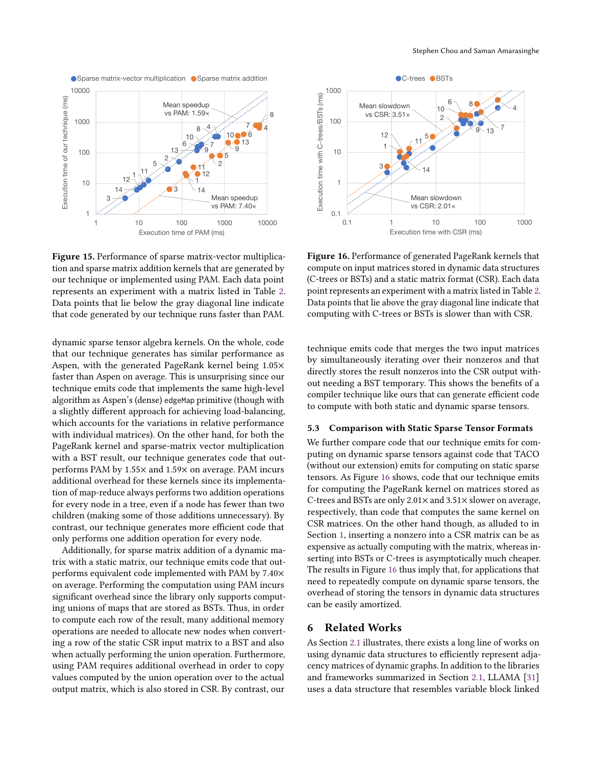**Figure 15.** Performance of sparse matrix-vector multiplication and sparse matrix addition kernels that are generated by our technique or implemented using PAM. Each data point represents an experiment with a matrix listed in Table 2. Data points that lie below the gray diagonal line indicate that code generated by our technique runs faster than PAM.

**Figure 16.** Performance of generated PageRank kernels that compute on input matrices stored in dynamic data structures (C-trees or BSTs) and a static matrix format (CSR). Each data point represents an experiment with a matrix listed in Table 2. Data points that lie above the gray diagonal line indicate that computing with C-trees or BSTs is slower than with CSR.

dynamic sparse tensor algebra kernels. On the whole, code that our technique generates has similar performance as Aspen, with the generated PageRank kernel being 1.05× faster than Aspen on average. This is unsurprising since our technique emits code that implements the same high-level algorithm as Aspen's (dense) `edgeMap` primitive (though with a slightly different approach for achieving load-balancing, which accounts for the variations in relative performance with individual matrices). On the other hand, for both the PageRank kernel and sparse-matrix vector multiplication with a BST result, our technique generates code that outperforms PAM by 1.55× and 1.59× on average. PAM incurs additional overhead for these kernels since its implementation of map-reduce always performs two addition operations for every node in a tree, even if a node has fewer than two children (making some of those additions unnecessary). By contrast, our technique generates more efficient code that only performs one addition operation for every node.

Additionally, for sparse matrix addition of a dynamic matrix with a static matrix, our technique emits code that outperforms equivalent code implemented with PAM by 7.40× on average. Performing the computation using PAM incurs significant overhead since the library only supports computing unions of maps that are stored as BSTs. Thus, in order to compute each row of the result, many additional memory operations are needed to allocate new nodes when converting a row of the static CSR input matrix to a BST and also when actually performing the union operation. Furthermore, using PAM requires additional overhead in order to copy values computed by the union operation over to the actual output matrix, which is also stored in CSR. By contrast, our technique emits code that merges the two input matrices by simultaneously iterating over their nonzeros and that directly stores the result nonzeros into the CSR output without needing a BST temporary. This shows the benefits of a compiler technique like ours that can generate efficient code to compute with both static and dynamic sparse tensors.

### 5.3 Comparison with Static Sparse Tensor Formats

We further compare code that our technique emits for computing on dynamic sparse tensors against code that TACO (without our extension) emits for computing on static sparse tensors. As Figure 16 shows, code that our technique emits for computing the PageRank kernel on matrices stored as C-trees and BSTs are only 2.01× and 3.51× slower on average, respectively, than code that computes the same kernel on CSR matrices. On the other hand though, as alluded to in Section 1, inserting a nonzero into a CSR matrix can be as expensive as actually computing with the matrix, whereas inserting into BSTs or C-trees is asymptotically much cheaper. The results in Figure 16 thus imply that, for applications that need to repeatedly compute on dynamic sparse tensors, the overhead of storing the tensors in dynamic data structures can be easily amortized.

## 6 Related Works

As Section 2.1 illustrates, there exists a long line of works on using dynamic data structures to efficiently represent adjacency matrices of dynamic graphs. In addition to the libraries and frameworks summarized in Section 2.1, LLAMA [31] uses a data structure that resembles variable block linked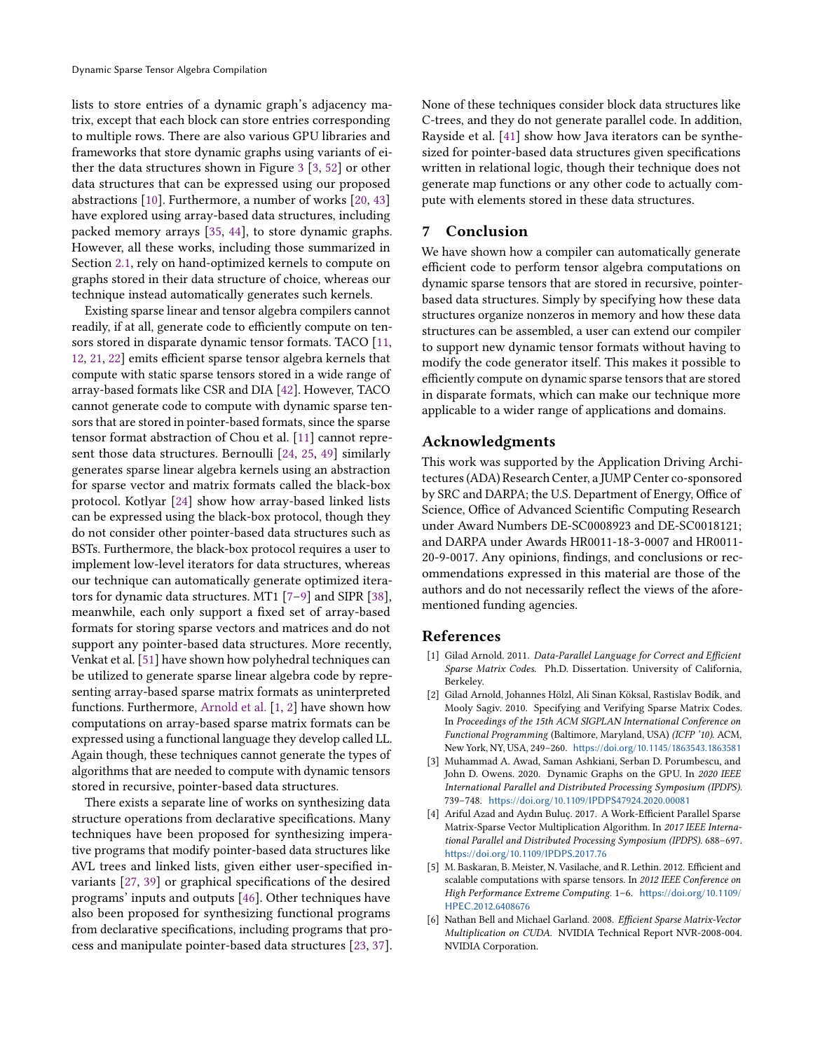lists to store entries of a dynamic graph's adjacency matrix, except that each block can store entries corresponding to multiple rows. There are also various GPU libraries and frameworks that store dynamic graphs using variants of either the data structures shown in Figure 3 [3, 52] or other data structures that can be expressed using our proposed abstractions [10]. Furthermore, a number of works [20, 43] have explored using array-based data structures, including packed memory arrays [35, 44], to store dynamic graphs. However, all these works, including those summarized in Section 2.1, rely on hand-optimized kernels to compute on graphs stored in their data structure of choice, whereas our technique instead automatically generates such kernels.

Existing sparse linear and tensor algebra compilers cannot readily, if at all, generate code to efficiently compute on tensors stored in disparate dynamic tensor formats. TACO [11, 12, 21, 22] emits efficient sparse tensor algebra kernels that compute with static sparse tensors stored in a wide range of array-based formats like CSR and DIA [42]. However, TACO cannot generate code to compute with dynamic sparse tensors that are stored in pointer-based formats, since the sparse tensor format abstraction of Chou et al. [11] cannot represent those data structures. Bernoulli [24, 25, 49] similarly generates sparse linear algebra kernels using an abstraction for sparse vector and matrix formats called the black-box protocol. Kotlyar [24] show how array-based linked lists can be expressed using the black-box protocol, though they do not consider other pointer-based data structures such as BSTs. Furthermore, the black-box protocol requires a user to implement low-level iterators for data structures, whereas our technique can automatically generate optimized iterators for dynamic data structures. MT1 [7–9] and SIPR [38], meanwhile, each only support a fixed set of array-based formats for storing sparse vectors and matrices and do not support any pointer-based data structures. More recently, Venkat et al. [51] have shown how polyhedral techniques can be utilized to generate sparse linear algebra code by representing array-based sparse matrix formats as uninterpreted functions. Furthermore, Arnold et al. [1, 2] have shown how computations on array-based sparse matrix formats can be expressed using a functional language they develop called LL. Again though, these techniques cannot generate the types of algorithms that are needed to compute with dynamic tensors stored in recursive, pointer-based data structures.

There exists a separate line of works on synthesizing data structure operations from declarative specifications. Many techniques have been proposed for synthesizing imperative programs that modify pointer-based data structures like AVL trees and linked lists, given either user-specified invariants [27, 39] or graphical specifications of the desired programs' inputs and outputs [46]. Other techniques have also been proposed for synthesizing functional programs from declarative specifications, including programs that process and manipulate pointer-based data structures [23, 37]. None of these techniques consider block data structures like C-trees, and they do not generate parallel code. In addition, Rayside et al. [41] show how Java iterators can be synthesized for pointer-based data structures given specifications written in relational logic, though their technique does not generate map functions or any other code to actually compute with elements stored in these data structures.

## 7 Conclusion

We have shown how a compiler can automatically generate efficient code to perform tensor algebra computations on dynamic sparse tensors that are stored in recursive, pointer-based data structures. Simply by specifying how these data structures organize nonzeros in memory and how these data structures can be assembled, a user can extend our compiler to support new dynamic tensor formats without having to modify the code generator itself. This makes it possible to efficiently compute on dynamic sparse tensors that are stored in disparate formats, which can make our technique more applicable to a wider range of applications and domains.

## Acknowledgments

This work was supported by the Application Driving Architectures (ADA) Research Center, a JUMP Center co-sponsored by SRC and DARPA; the U.S. Department of Energy, Office of Science, Office of Advanced Scientific Computing Research under Award Numbers DE-SC0008923 and DE-SC0018121; and DARPA under Awards HR0011-18-3-0007 and HR0011-20-9-0017. Any opinions, findings, and conclusions or recommendations expressed in this material are those of the authors and do not necessarily reflect the views of the aforementioned funding agencies.

## References

[1] Gilad Arnold. 2011. *Data-Parallel Language for Correct and Efficient Sparse Matrix Codes*. Ph.D. Dissertation. University of California, Berkeley.

[2] Gilad Arnold, Johannes Hölzl, Ali Sinan Köksal, Rastislav Bodík, and Mooly Sagiv. 2010. Specifying and Verifying Sparse Matrix Codes. In *Proceedings of the 15th ACM SIGPLAN International Conference on Functional Programming* (Baltimore, Maryland, USA) *(ICFP '10)*. ACM, New York, NY, USA, 249–260. https://doi.org/10.1145/1863543.1863581

[3] Muhammad A. Awad, Saman Ashkiani, Serban D. Porumbescu, and John D. Owens. 2020. Dynamic Graphs on the GPU. In *2020 IEEE International Parallel and Distributed Processing Symposium (IPDPS)*. 739–748. https://doi.org/10.1109/IPDPS47924.2020.00081

[4] Ariful Azad and Aydın Buluç. 2017. A Work-Efficient Parallel Sparse Matrix-Sparse Vector Multiplication Algorithm. In *2017 IEEE International Parallel and Distributed Processing Symposium (IPDPS)*. 688–697. https://doi.org/10.1109/IPDPS.2017.76

[5] M. Baskaran, B. Meister, N. Vasilache, and R. Lethin. 2012. Efficient and scalable computations with sparse tensors. In *2012 IEEE Conference on High Performance Extreme Computing*. 1–6. https://doi.org/10.1109/HPEC.2012.6408676

[6] Nathan Bell and Michael Garland. 2008. *Efficient Sparse Matrix-Vector Multiplication on CUDA*. NVIDIA Technical Report NVR-2008-004. NVIDIA Corporation.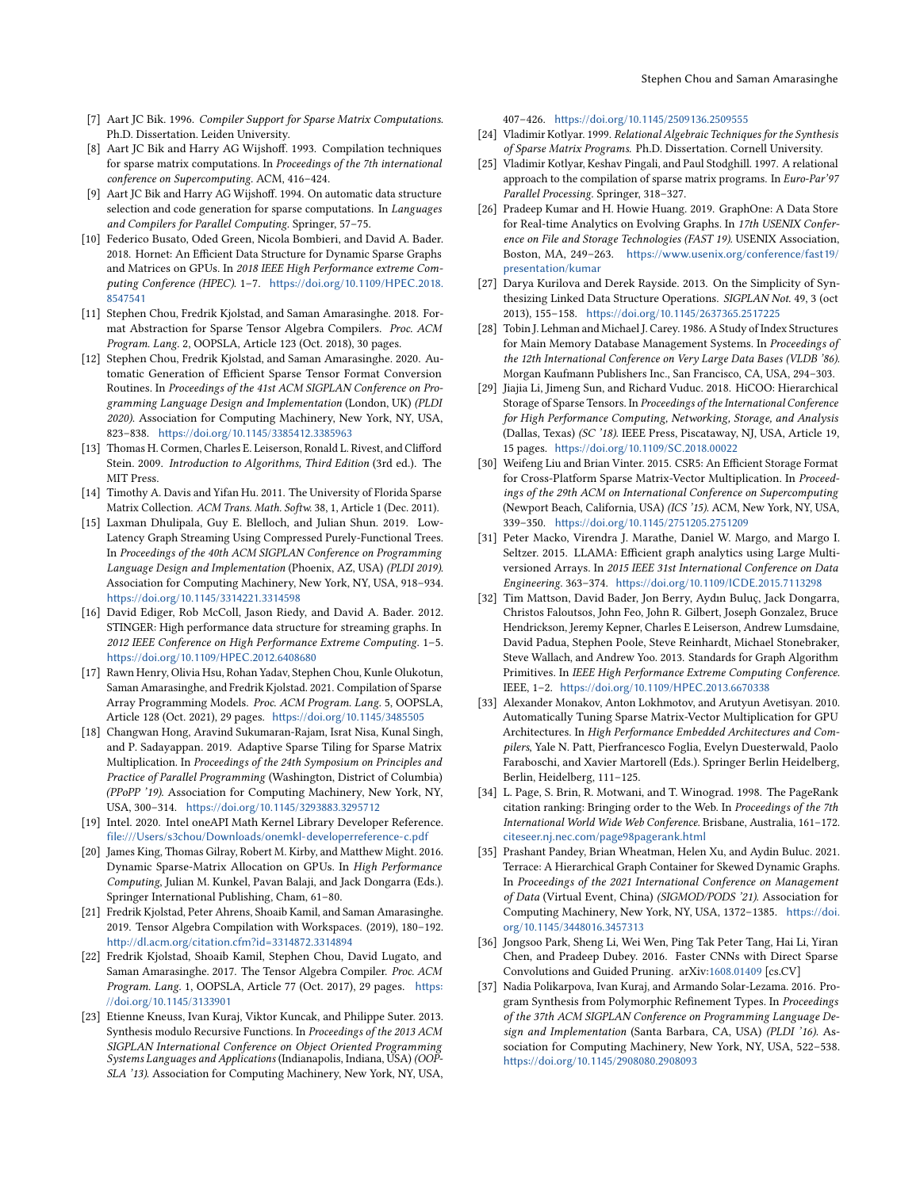[7] Aart JC Bik. 1996. *Compiler Support for Sparse Matrix Computations.* Ph.D. Dissertation. Leiden University.

[8] Aart JC Bik and Harry AG Wijshoff. 1993. Compilation techniques for sparse matrix computations. In *Proceedings of the 7th international conference on Supercomputing*. ACM, 416–424.

[9] Aart JC Bik and Harry AG Wijshoff. 1994. On automatic data structure selection and code generation for sparse computations. In *Languages and Compilers for Parallel Computing*. Springer, 57–75.

[10] Federico Busato, Oded Green, Nicola Bombieri, and David A. Bader. 2018. Hornet: An Efficient Data Structure for Dynamic Sparse Graphs and Matrices on GPUs. In *2018 IEEE High Performance extreme Computing Conference (HPEC)*. 1–7. https://doi.org/10.1109/HPEC.2018.8547541

[11] Stephen Chou, Fredrik Kjolstad, and Saman Amarasinghe. 2018. Format Abstraction for Sparse Tensor Algebra Compilers. *Proc. ACM Program. Lang.* 2, OOPSLA, Article 123 (Oct. 2018), 30 pages.

[12] Stephen Chou, Fredrik Kjolstad, and Saman Amarasinghe. 2020. Automatic Generation of Efficient Sparse Tensor Format Conversion Routines. In *Proceedings of the 41st ACM SIGPLAN Conference on Programming Language Design and Implementation* (London, UK) *(PLDI 2020)*. Association for Computing Machinery, New York, NY, USA, 823–838. https://doi.org/10.1145/3385412.3385963

[13] Thomas H. Cormen, Charles E. Leiserson, Ronald L. Rivest, and Clifford Stein. 2009. *Introduction to Algorithms, Third Edition* (3rd ed.). The MIT Press.

[14] Timothy A. Davis and Yifan Hu. 2011. The University of Florida Sparse Matrix Collection. *ACM Trans. Math. Softw.* 38, 1, Article 1 (Dec. 2011).

[15] Laxman Dhulipala, Guy E. Blelloch, and Julian Shun. 2019. Low-Latency Graph Streaming Using Compressed Purely-Functional Trees. In *Proceedings of the 40th ACM SIGPLAN Conference on Programming Language Design and Implementation* (Phoenix, AZ, USA) *(PLDI 2019)*. Association for Computing Machinery, New York, NY, USA, 918–934. https://doi.org/10.1145/3314221.3314598

[16] David Ediger, Rob McColl, Jason Riedy, and David A. Bader. 2012. STINGER: High performance data structure for streaming graphs. In *2012 IEEE Conference on High Performance Extreme Computing*. 1–5. https://doi.org/10.1109/HPEC.2012.6408680

[17] Rawn Henry, Olivia Hsu, Rohan Yadav, Stephen Chou, Kunle Olukotun, Saman Amarasinghe, and Fredrik Kjolstad. 2021. Compilation of Sparse Array Programming Models. *Proc. ACM Program. Lang.* 5, OOPSLA, Article 128 (Oct. 2021), 29 pages. https://doi.org/10.1145/3485505

[18] Changwan Hong, Aravind Sukumaran-Rajam, Israt Nisa, Kunal Singh, and P. Sadayappan. 2019. Adaptive Sparse Tiling for Sparse Matrix Multiplication. In *Proceedings of the 24th Symposium on Principles and Practice of Parallel Programming* (Washington, District of Columbia) *(PPoPP '19)*. Association for Computing Machinery, New York, NY, USA, 300–314. https://doi.org/10.1145/3293883.3295712

[19] Intel. 2020. Intel oneAPI Math Kernel Library Developer Reference. file:///Users/s3chou/Downloads/onemkl-developerreference-c.pdf

[20] James King, Thomas Gilray, Robert M. Kirby, and Matthew Might. 2016. Dynamic Sparse-Matrix Allocation on GPUs. In *High Performance Computing*, Julian M. Kunkel, Pavan Balaji, and Jack Dongarra (Eds.). Springer International Publishing, Cham, 61–80.

[21] Fredrik Kjolstad, Peter Ahrens, Shoaib Kamil, and Saman Amarasinghe. 2019. Tensor Algebra Compilation with Workspaces. (2019), 180–192. http://dl.acm.org/citation.cfm?id=3314872.3314894

[22] Fredrik Kjolstad, Shoaib Kamil, Stephen Chou, David Lugato, and Saman Amarasinghe. 2017. The Tensor Algebra Compiler. *Proc. ACM Program. Lang.* 1, OOPSLA, Article 77 (Oct. 2017), 29 pages. https://doi.org/10.1145/3133901

[23] Etienne Kneuss, Ivan Kuraj, Viktor Kuncak, and Philippe Suter. 2013. Synthesis modulo Recursive Functions. In *Proceedings of the 2013 ACM SIGPLAN International Conference on Object Oriented Programming Systems Languages and Applications* (Indianapolis, Indiana, USA) *(OOPSLA '13)*. Association for Computing Machinery, New York, NY, USA, 407–426. https://doi.org/10.1145/2509136.2509555

[24] Vladimir Kotlyar. 1999. *Relational Algebraic Techniques for the Synthesis of Sparse Matrix Programs.* Ph.D. Dissertation. Cornell University.

[25] Vladimir Kotlyar, Keshav Pingali, and Paul Stodghill. 1997. A relational approach to the compilation of sparse matrix programs. In *Euro-Par'97 Parallel Processing*. Springer, 318–327.

[26] Pradeep Kumar and H. Howie Huang. 2019. GraphOne: A Data Store for Real-time Analytics on Evolving Graphs. In *17th USENIX Conference on File and Storage Technologies (FAST 19)*. USENIX Association, Boston, MA, 249–263. https://www.usenix.org/conference/fast19/presentation/kumar

[27] Darya Kurilova and Derek Rayside. 2013. On the Simplicity of Synthesizing Linked Data Structure Operations. *SIGPLAN Not.* 49, 3 (oct 2013), 155–158. https://doi.org/10.1145/2637365.2517225

[28] Tobin J. Lehman and Michael J. Carey. 1986. A Study of Index Structures for Main Memory Database Management Systems. In *Proceedings of the 12th International Conference on Very Large Data Bases (VLDB '86)*. Morgan Kaufmann Publishers Inc., San Francisco, CA, USA, 294–303.

[29] Jiajia Li, Jimeng Sun, and Richard Vuduc. 2018. HiCOO: Hierarchical Storage of Sparse Tensors. In *Proceedings of the International Conference for High Performance Computing, Networking, Storage, and Analysis* (Dallas, Texas) *(SC '18)*. IEEE Press, Piscataway, NJ, USA, Article 19, 15 pages. https://doi.org/10.1109/SC.2018.00022

[30] Weifeng Liu and Brian Vinter. 2015. CSR5: An Efficient Storage Format for Cross-Platform Sparse Matrix-Vector Multiplication. In *Proceedings of the 29th ACM on International Conference on Supercomputing* (Newport Beach, California, USA) *(ICS '15)*. ACM, New York, NY, USA, 339–350. https://doi.org/10.1145/2751205.2751209

[31] Peter Macko, Virendra J. Marathe, Daniel W. Margo, and Margo I. Seltzer. 2015. LLAMA: Efficient graph analytics using Large Multiversioned Arrays. In *2015 IEEE 31st International Conference on Data Engineering*. 363–374. https://doi.org/10.1109/ICDE.2015.7113298

[32] Tim Mattson, David Bader, Jon Berry, Aydın Buluç, Jack Dongarra, Christos Faloutsos, John Feo, John R. Gilbert, Joseph Gonzalez, Bruce Hendrickson, Jeremy Kepner, Charles E Leiserson, Andrew Lumsdaine, David Padua, Stephen Poole, Steve Reinhardt, Michael Stonebraker, Steve Wallach, and Andrew Yoo. 2013. Standards for Graph Algorithm Primitives. In *IEEE High Performance Extreme Computing Conference*. IEEE, 1–2. https://doi.org/10.1109/HPEC.2013.6670338

[33] Alexander Monakov, Anton Lokhmotov, and Arutyun Avetisyan. 2010. Automatically Tuning Sparse Matrix-Vector Multiplication for GPU Architectures. In *High Performance Embedded Architectures and Compilers*, Yale N. Patt, Pierfrancesco Foglia, Evelyn Duesterwald, Paolo Faraboschi, and Xavier Martorell (Eds.). Springer Berlin Heidelberg, Berlin, Heidelberg, 111–125.

[34] L. Page, S. Brin, R. Motwani, and T. Winograd. 1998. The PageRank citation ranking: Bringing order to the Web. In *Proceedings of the 7th International World Wide Web Conference*. Brisbane, Australia, 161–172. citeseer.nj.nec.com/page98pagerank.html

[35] Prashant Pandey, Brian Wheatman, Helen Xu, and Aydin Buluc. 2021. Terrace: A Hierarchical Graph Container for Skewed Dynamic Graphs. In *Proceedings of the 2021 International Conference on Management of Data* (Virtual Event, China) *(SIGMOD/PODS '21)*. Association for Computing Machinery, New York, NY, USA, 1372–1385. https://doi.org/10.1145/3448016.3457313

[36] Jongsoo Park, Sheng Li, Wei Wen, Ping Tak Peter Tang, Hai Li, Yiran Chen, and Pradeep Dubey. 2016. Faster CNNs with Direct Sparse Convolutions and Guided Pruning. arXiv:1608.01409 [cs.CV]

[37] Nadia Polikarpova, Ivan Kuraj, and Armando Solar-Lezama. 2016. Program Synthesis from Polymorphic Refinement Types. In *Proceedings of the 37th ACM SIGPLAN Conference on Programming Language Design and Implementation* (Santa Barbara, CA, USA) *(PLDI '16)*. Association for Computing Machinery, New York, NY, USA, 522–538. https://doi.org/10.1145/2908080.2908093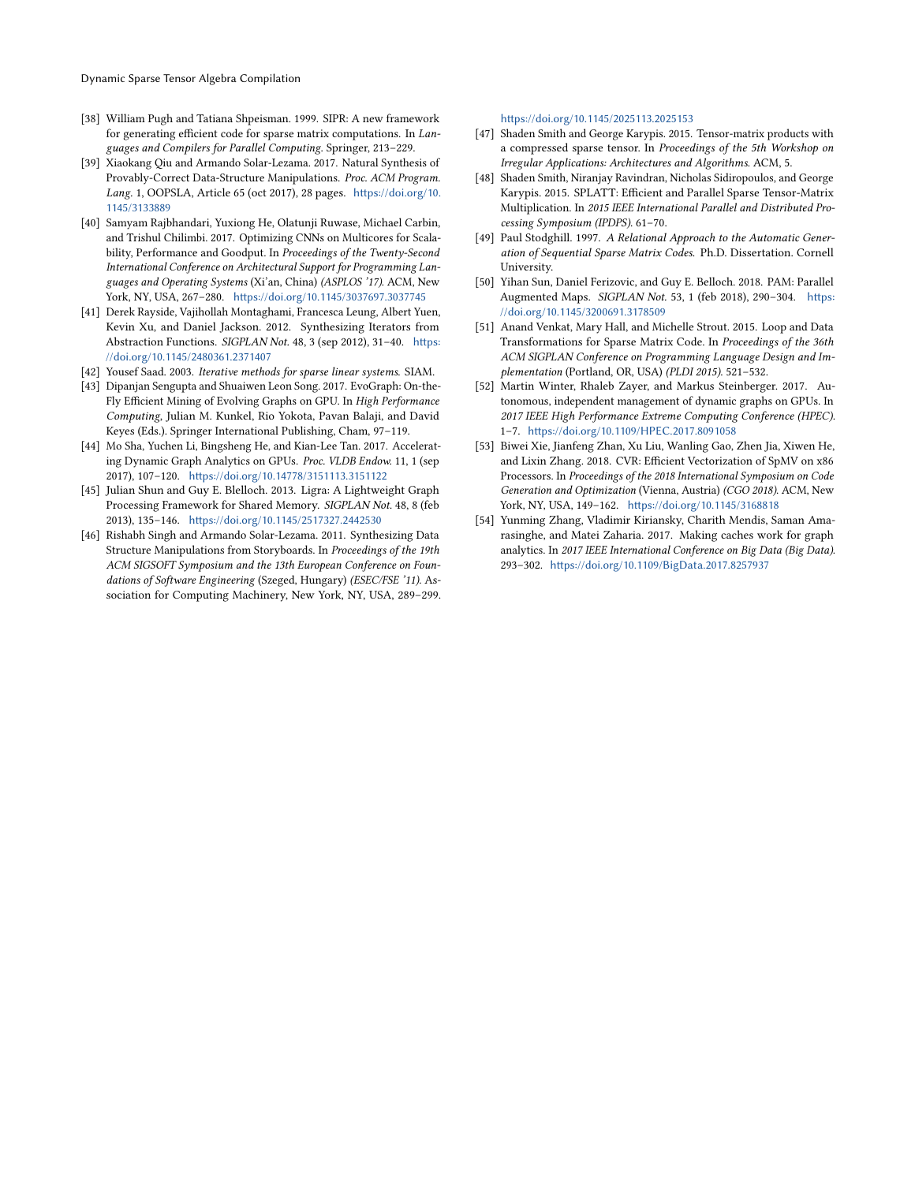[38] William Pugh and Tatiana Shpeisman. 1999. SIPR: A new framework for generating efficient code for sparse matrix computations. In *Languages and Compilers for Parallel Computing*. Springer, 213–229.

[39] Xiaokang Qiu and Armando Solar-Lezama. 2017. Natural Synthesis of Provably-Correct Data-Structure Manipulations. *Proc. ACM Program. Lang.* 1, OOPSLA, Article 65 (oct 2017), 28 pages. https://doi.org/10.1145/3133889

[40] Samyam Rajbhandari, Yuxiong He, Olatunji Ruwase, Michael Carbin, and Trishul Chilimbi. 2017. Optimizing CNNs on Multicores for Scalability, Performance and Goodput. In *Proceedings of the Twenty-Second International Conference on Architectural Support for Programming Languages and Operating Systems* (Xi'an, China) *(ASPLOS '17)*. ACM, New York, NY, USA, 267–280. https://doi.org/10.1145/3037697.3037745

[41] Derek Rayside, Vajihollah Montaghami, Francesca Leung, Albert Yuen, Kevin Xu, and Daniel Jackson. 2012. Synthesizing Iterators from Abstraction Functions. *SIGPLAN Not.* 48, 3 (sep 2012), 31–40. https://doi.org/10.1145/2480361.2371407

[42] Yousef Saad. 2003. *Iterative methods for sparse linear systems*. SIAM.

[43] Dipanjan Sengupta and Shuaiwen Leon Song. 2017. EvoGraph: On-the-Fly Efficient Mining of Evolving Graphs on GPU. In *High Performance Computing*, Julian M. Kunkel, Rio Yokota, Pavan Balaji, and David Keyes (Eds.). Springer International Publishing, Cham, 97–119.

[44] Mo Sha, Yuchen Li, Bingsheng He, and Kian-Lee Tan. 2017. Accelerating Dynamic Graph Analytics on GPUs. *Proc. VLDB Endow.* 11, 1 (sep 2017), 107–120. https://doi.org/10.14778/3151113.3151122

[45] Julian Shun and Guy E. Blelloch. 2013. Ligra: A Lightweight Graph Processing Framework for Shared Memory. *SIGPLAN Not.* 48, 8 (feb 2013), 135–146. https://doi.org/10.1145/2517327.2442530

[46] Rishabh Singh and Armando Solar-Lezama. 2011. Synthesizing Data Structure Manipulations from Storyboards. In *Proceedings of the 19th ACM SIGSOFT Symposium and the 13th European Conference on Foundations of Software Engineering* (Szeged, Hungary) *(ESEC/FSE '11)*. Association for Computing Machinery, New York, NY, USA, 289–299. https://doi.org/10.1145/2025113.2025153

[47] Shaden Smith and George Karypis. 2015. Tensor-matrix products with a compressed sparse tensor. In *Proceedings of the 5th Workshop on Irregular Applications: Architectures and Algorithms*. ACM, 5.

[48] Shaden Smith, Niranjay Ravindran, Nicholas Sidiropoulos, and George Karypis. 2015. SPLATT: Efficient and Parallel Sparse Tensor-Matrix Multiplication. In *2015 IEEE International Parallel and Distributed Processing Symposium (IPDPS)*. 61–70.

[49] Paul Stodghill. 1997. *A Relational Approach to the Automatic Generation of Sequential Sparse Matrix Codes*. Ph.D. Dissertation. Cornell University.

[50] Yihan Sun, Daniel Ferizovic, and Guy E. Belloch. 2018. PAM: Parallel Augmented Maps. *SIGPLAN Not.* 53, 1 (feb 2018), 290–304. https://doi.org/10.1145/3200691.3178509

[51] Anand Venkat, Mary Hall, and Michelle Strout. 2015. Loop and Data Transformations for Sparse Matrix Code. In *Proceedings of the 36th ACM SIGPLAN Conference on Programming Language Design and Implementation* (Portland, OR, USA) *(PLDI 2015)*. 521–532.

[52] Martin Winter, Rhaleb Zayer, and Markus Steinberger. 2017. Autonomous, independent management of dynamic graphs on GPUs. In *2017 IEEE High Performance Extreme Computing Conference (HPEC)*. 1–7. https://doi.org/10.1109/HPEC.2017.8091058

[53] Biwei Xie, Jianfeng Zhan, Xu Liu, Wanling Gao, Zhen Jia, Xiwen He, and Lixin Zhang. 2018. CVR: Efficient Vectorization of SpMV on x86 Processors. In *Proceedings of the 2018 International Symposium on Code Generation and Optimization* (Vienna, Austria) *(CGO 2018)*. ACM, New York, NY, USA, 149–162. https://doi.org/10.1145/3168818

[54] Yunming Zhang, Vladimir Kiriansky, Charith Mendis, Saman Amarasinghe, and Matei Zaharia. 2017. Making caches work for graph analytics. In *2017 IEEE International Conference on Big Data (Big Data)*. 293–302. https://doi.org/10.1109/BigData.2017.8257937